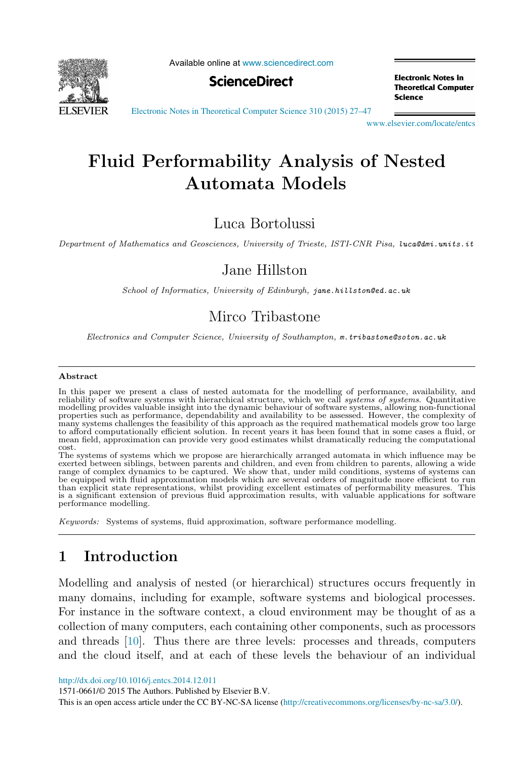# Fluid Performability Analysis of Nested Automata Models

Luca Bortolussi

*Department of Mathematics and Geosciences, University of Trieste, ISTI-CNR Pisa,* luca@dmi.units.it

Jane Hillston

*School of Informatics, University of Edinburgh,* jane.hillston@ed.ac.uk

Mirco Tribastone

*Electronics and Computer Science, University of Southampton,* m.tribastone@soton.ac.uk

## Abstract

In this paper we present a class of nested automata for the modelling of performance, availability, and reliability of software systems with hierarchical structure, which we call *systems of systems*. Quantitative modelling provides valuable insight into the dynamic behaviour of software systems, allowing non-functional properties such as performance, dependability and availability to be assessed. However, the complexity of many systems challenges the feasibility of this approach as the required mathematical models grow too large to afford computationally efficient solution. In recent years it has been found that in some cases a fluid, or mean field, approximation can provide very good estimates whilst dramatically reducing the computational cost.

The systems of systems which we propose are hierarchically arranged automata in which influence may be exerted between siblings, between parents and children, and even from children to parents, allowing a wide range of complex dynamics to be captured. We show that, under mild conditions, systems of systems can be equipped with fluid approximation models which are several orders of magnitude more efficient to run than explicit state representations, whilst providing excellent estimates of performability measures. This is a significant extension of previous fluid approximation results, with valuable applications for software performance modelling.

*Keywords:* Systems of systems, fluid approximation, software performance modelling.

## 1 Introduction

Modelling and analysis of nested (or hierarchical) structures occurs frequently in many domains, including for example, software systems and biological processes. For instance in the software context, a cloud environment may be thought of as a collection of many computers, each containing other components, such as processors and threads [10]. Thus there are three levels: processes and threads, computers and the cloud itself, and at each of these levels the behaviour of an individual

http://dx.doi.org/10.1016/j.entcs.2014.12.011

1571-0661/© 2015 The Authors. Published by Elsevier B.V.

This is an open access article under the CC BY-NC-SA license (http://creativecommons.org/licenses/by-nc-sa/3.0/).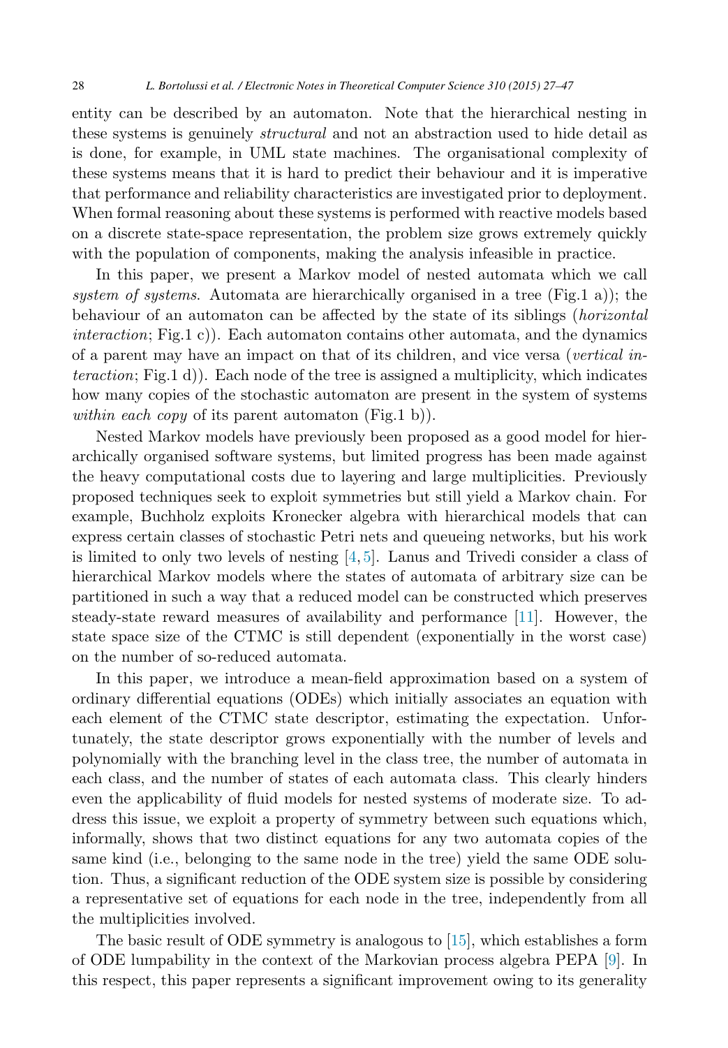entity can be described by an automaton. Note that the hierarchical nesting in these systems is genuinely *structural* and not an abstraction used to hide detail as is done, for example, in UML state machines. The organisational complexity of these systems means that it is hard to predict their behaviour and it is imperative that performance and reliability characteristics are investigated prior to deployment. When formal reasoning about these systems is performed with reactive models based on a discrete state-space representation, the problem size grows extremely quickly with the population of components, making the analysis infeasible in practice.

In this paper, we present a Markov model of nested automata which we call *system of systems*. Automata are hierarchically organised in a tree (Fig.1 a)); the behaviour of an automaton can be affected by the state of its siblings (*horizontal interaction*; Fig.1 c)). Each automaton contains other automata, and the dynamics of a parent may have an impact on that of its children, and vice versa (*vertical interaction*; Fig.1 d)). Each node of the tree is assigned a multiplicity, which indicates how many copies of the stochastic automaton are present in the system of systems *within each copy* of its parent automaton (Fig.1 b)).

Nested Markov models have previously been proposed as a good model for hierarchically organised software systems, but limited progress has been made against the heavy computational costs due to layering and large multiplicities. Previously proposed techniques seek to exploit symmetries but still yield a Markov chain. For example, Buchholz exploits Kronecker algebra with hierarchical models that can express certain classes of stochastic Petri nets and queueing networks, but his work is limited to only two levels of nesting [4, 5]. Lanus and Trivedi consider a class of hierarchical Markov models where the states of automata of arbitrary size can be partitioned in such a way that a reduced model can be constructed which preserves steady-state reward measures of availability and performance [11]. However, the state space size of the CTMC is still dependent (exponentially in the worst case) on the number of so-reduced automata.

In this paper, we introduce a mean-field approximation based on a system of ordinary differential equations (ODEs) which initially associates an equation with each element of the CTMC state descriptor, estimating the expectation. Unfortunately, the state descriptor grows exponentially with the number of levels and polynomially with the branching level in the class tree, the number of automata in each class, and the number of states of each automata class. This clearly hinders even the applicability of fluid models for nested systems of moderate size. To address this issue, we exploit a property of symmetry between such equations which, informally, shows that two distinct equations for any two automata copies of the same kind (i.e., belonging to the same node in the tree) yield the same ODE solution. Thus, a significant reduction of the ODE system size is possible by considering a representative set of equations for each node in the tree, independently from all the multiplicities involved.

The basic result of ODE symmetry is analogous to [15], which establishes a form of ODE lumpability in the context of the Markovian process algebra PEPA [9]. In this respect, this paper represents a significant improvement owing to its generality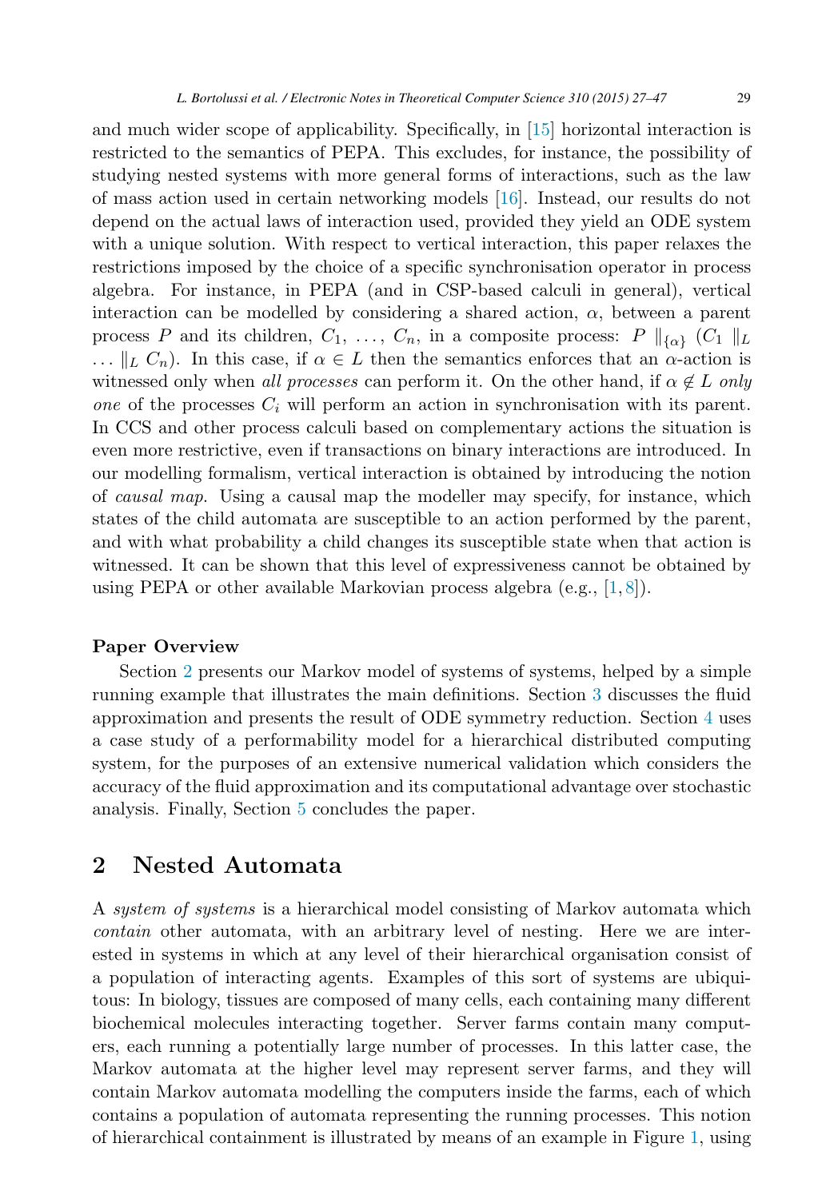and much wider scope of applicability. Specifically, in [15] horizontal interaction is restricted to the semantics of PEPA. This excludes, for instance, the possibility of studying nested systems with more general forms of interactions, such as the law of mass action used in certain networking models [16]. Instead, our results do not depend on the actual laws of interaction used, provided they yield an ODE system with a unique solution. With respect to vertical interaction, this paper relaxes the restrictions imposed by the choice of a specific synchronisation operator in process algebra. For instance, in PEPA (and in CSP-based calculi in general), vertical interaction can be modelled by considering a shared action, $\alpha$, between a parent process $P$ and its children, $C_1, \ldots, C_n$, in a composite process: $P \parallel_{\{\alpha\}} (C_1 \parallel_L \ldots \parallel_L C_n)$. In this case, if $\alpha \in L$ then the semantics enforces that an $\alpha$-action is witnessed only when *all processes* can perform it. On the other hand, if $\alpha \notin L$ *only one* of the processes $C_i$ will perform an action in synchronisation with its parent. In CCS and other process calculi based on complementary actions the situation is even more restrictive, even if transactions on binary interactions are introduced. In our modelling formalism, vertical interaction is obtained by introducing the notion of *causal map*. Using a causal map the modeller may specify, for instance, which states of the child automata are susceptible to an action performed by the parent, and with what probability a child changes its susceptible state when that action is witnessed. It can be shown that this level of expressiveness cannot be obtained by using PEPA or other available Markovian process algebra (e.g., [1, 8]).

### Paper Overview

Section 2 presents our Markov model of systems of systems, helped by a simple running example that illustrates the main definitions. Section 3 discusses the fluid approximation and presents the result of ODE symmetry reduction. Section 4 uses a case study of a performability model for a hierarchical distributed computing system, for the purposes of an extensive numerical validation which considers the accuracy of the fluid approximation and its computational advantage over stochastic analysis. Finally, Section 5 concludes the paper.

## 2 Nested Automata

A *system of systems* is a hierarchical model consisting of Markov automata which *contain* other automata, with an arbitrary level of nesting. Here we are interested in systems in which at any level of their hierarchical organisation consist of a population of interacting agents. Examples of this sort of systems are ubiquitous: In biology, tissues are composed of many cells, each containing many different biochemical molecules interacting together. Server farms contain many computers, each running a potentially large number of processes. In this latter case, the Markov automata at the higher level may represent server farms, and they will contain Markov automata modelling the computers inside the farms, each of which contains a population of automata representing the running processes. This notion of hierarchical containment is illustrated by means of an example in Figure 1, using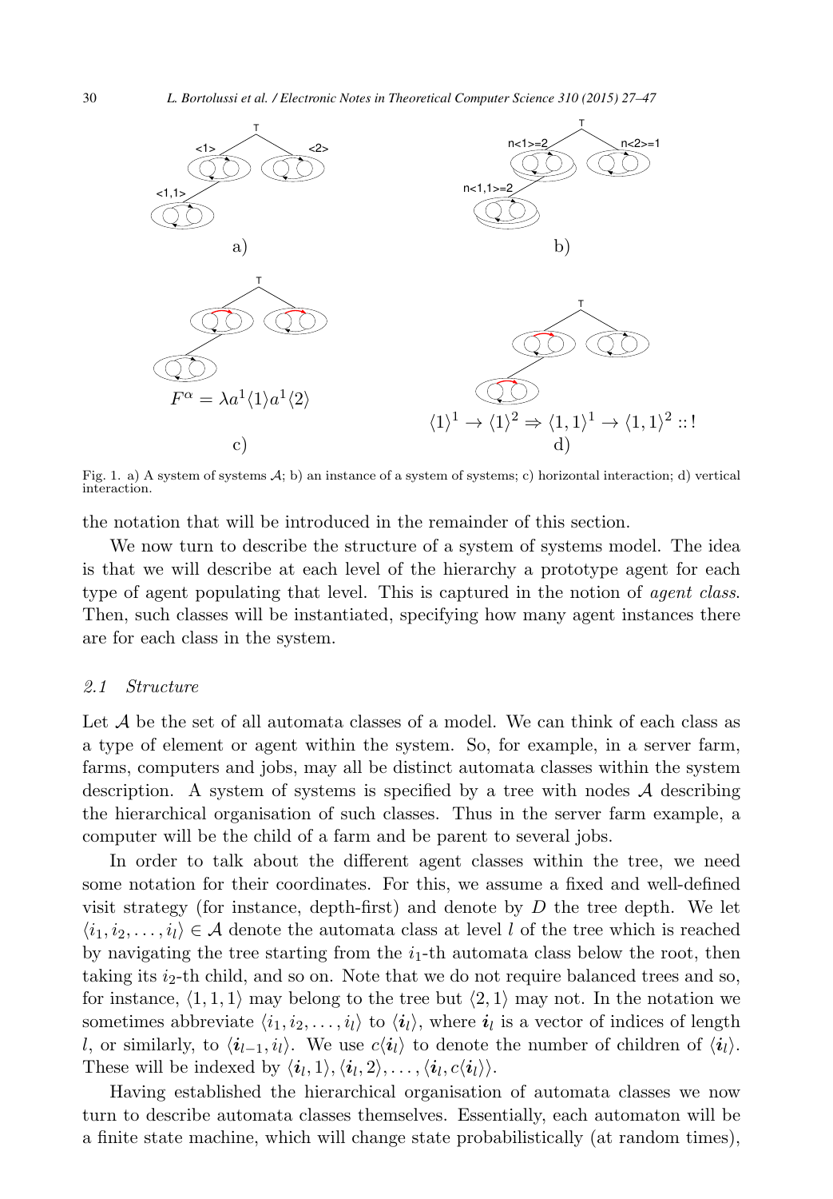Fig. 1. a) A system of systems $\mathcal{A}$; b) an instance of a system of systems; c) horizontal interaction; d) vertical interaction.

the notation that will be introduced in the remainder of this section.

We now turn to describe the structure of a system of systems model. The idea is that we will describe at each level of the hierarchy a prototype agent for each type of agent populating that level. This is captured in the notion of *agent class*. Then, such classes will be instantiated, specifying how many agent instances there are for each class in the system.

### 2.1 Structure

Let $\mathcal{A}$ be the set of all automata classes of a model. We can think of each class as a type of element or agent within the system. So, for example, in a server farm, farms, computers and jobs, may all be distinct automata classes within the system description. A system of systems is specified by a tree with nodes $\mathcal{A}$ describing the hierarchical organisation of such classes. Thus in the server farm example, a computer will be the child of a farm and be parent to several jobs.

In order to talk about the different agent classes within the tree, we need some notation for their coordinates. For this, we assume a fixed and well-defined visit strategy (for instance, depth-first) and denote by $D$ the tree depth. We let $\langle i_1, i_2, \ldots, i_l \rangle \in \mathcal{A}$ denote the automata class at level $l$ of the tree which is reached by navigating the tree starting from the $i_1$-th automata class below the root, then taking its $i_2$-th child, and so on. Note that we do not require balanced trees and so, for instance, $\langle 1, 1, 1 \rangle$ may belong to the tree but $\langle 2, 1 \rangle$ may not. In the notation we sometimes abbreviate $\langle i_1, i_2, \ldots, i_l \rangle$ to $\langle \boldsymbol{i}_l \rangle$, where $\boldsymbol{i}_l$ is a vector of indices of length $l$, or similarly, to $\langle \boldsymbol{i}_{l-1}, i_l \rangle$. We use $c\langle \boldsymbol{i}_l \rangle$ to denote the number of children of $\langle \boldsymbol{i}_l \rangle$. These will be indexed by $\langle \boldsymbol{i}_l, 1 \rangle, \langle \boldsymbol{i}_l, 2 \rangle, \ldots, \langle \boldsymbol{i}_l, c\langle \boldsymbol{i}_l \rangle \rangle$.

Having established the hierarchical organisation of automata classes we now turn to describe automata classes themselves. Essentially, each automaton will be a finite state machine, which will change state probabilistically (at random times),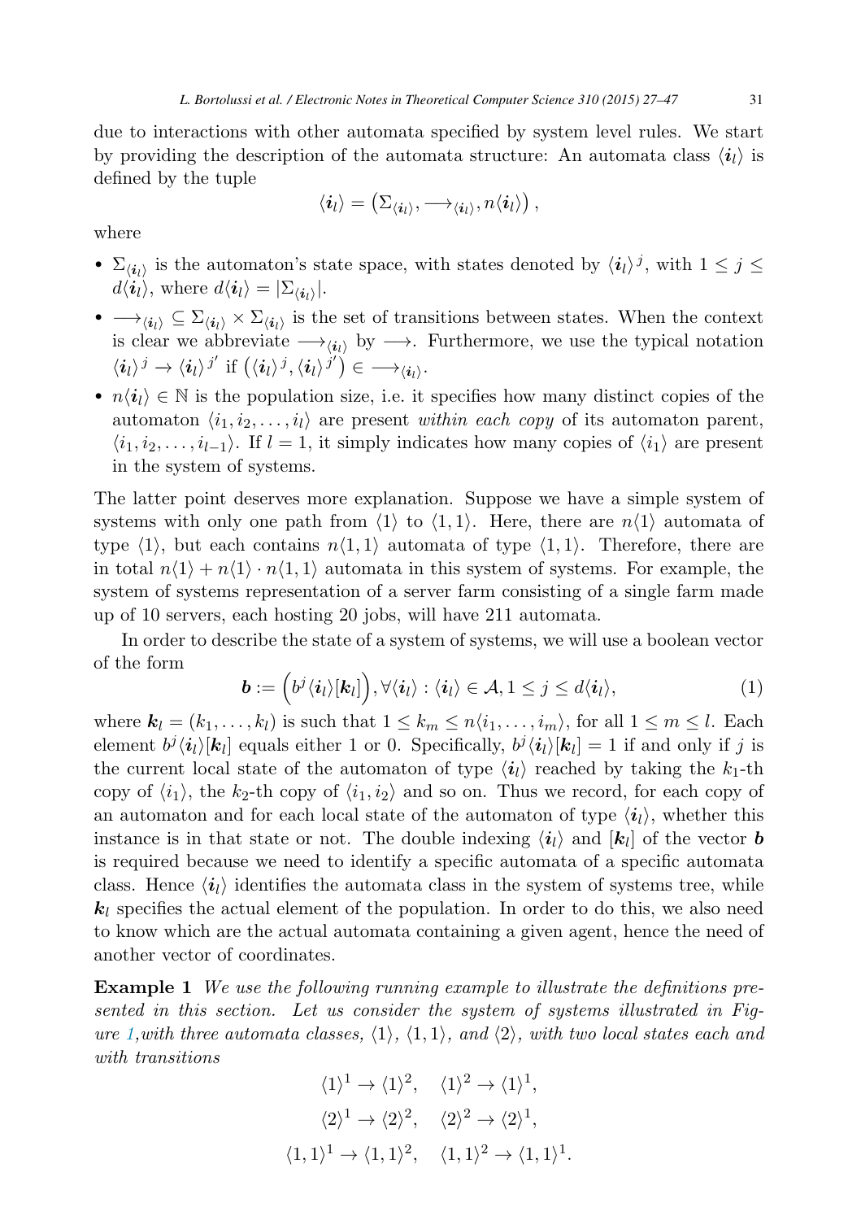due to interactions with other automata specified by system level rules. We start by providing the description of the automata structure: An automata class $\langle \boldsymbol{i}_l \rangle$ is defined by the tuple

$$\langle \boldsymbol{i}_l \rangle = \left( \Sigma_{\langle \boldsymbol{i}_l \rangle}, \longrightarrow_{\langle \boldsymbol{i}_l \rangle}, n\langle \boldsymbol{i}_l \rangle \right),$$

where

- $\Sigma_{\langle \boldsymbol{i}_l \rangle}$ is the automaton's state space, with states denoted by $\langle \boldsymbol{i}_l \rangle^j$, with $1 \leq j \leq d\langle \boldsymbol{i}_l \rangle$, where $d\langle \boldsymbol{i}_l \rangle = |\Sigma_{\langle \boldsymbol{i}_l \rangle}|$.
- $\longrightarrow_{\langle \boldsymbol{i}_l \rangle} \subseteq \Sigma_{\langle \boldsymbol{i}_l \rangle} \times \Sigma_{\langle \boldsymbol{i}_l \rangle}$ is the set of transitions between states. When the context is clear we abbreviate $\longrightarrow_{\langle \boldsymbol{i}_l \rangle}$ by $\longrightarrow$. Furthermore, we use the typical notation $\langle \boldsymbol{i}_l \rangle^j \to \langle \boldsymbol{i}_l \rangle^{j'}$ if $\left( \langle \boldsymbol{i}_l \rangle^j, \langle \boldsymbol{i}_l \rangle^{j'} \right) \in \longrightarrow_{\langle \boldsymbol{i}_l \rangle}$.
- $n\langle \boldsymbol{i}_l \rangle \in \mathbb{N}$ is the population size, i.e. it specifies how many distinct copies of the automaton $\langle i_1, i_2, \ldots, i_l \rangle$ are present *within each copy* of its automaton parent, $\langle i_1, i_2, \ldots, i_{l-1} \rangle$. If $l = 1$, it simply indicates how many copies of $\langle i_1 \rangle$ are present in the system of systems.

The latter point deserves more explanation. Suppose we have a simple system of systems with only one path from $\langle 1 \rangle$ to $\langle 1, 1 \rangle$. Here, there are $n\langle 1 \rangle$ automata of type $\langle 1 \rangle$, but each contains $n\langle 1, 1 \rangle$ automata of type $\langle 1, 1 \rangle$. Therefore, there are in total $n\langle 1 \rangle + n\langle 1 \rangle \cdot n\langle 1, 1 \rangle$ automata in this system of systems. For example, the system of systems representation of a server farm consisting of a single farm made up of 10 servers, each hosting 20 jobs, will have 211 automata.

In order to describe the state of a system of systems, we will use a boolean vector of the form

$$\boldsymbol{b} := \left( b^j \langle \boldsymbol{i}_l \rangle [\boldsymbol{k}_l] \right), \forall \langle \boldsymbol{i}_l \rangle : \langle \boldsymbol{i}_l \rangle \in \mathcal{A}, 1 \leq j \leq d\langle \boldsymbol{i}_l \rangle, \tag{1}$$

where $\boldsymbol{k}_l = (k_1, \ldots, k_l)$ is such that $1 \leq k_m \leq n\langle i_1, \ldots, i_m \rangle$, for all $1 \leq m \leq l$. Each element $b^j \langle \boldsymbol{i}_l \rangle [\boldsymbol{k}_l]$ equals either 1 or 0. Specifically, $b^j \langle \boldsymbol{i}_l \rangle [\boldsymbol{k}_l] = 1$ if and only if $j$ is the current local state of the automaton of type $\langle \boldsymbol{i}_l \rangle$ reached by taking the $k_1$-th copy of $\langle i_1 \rangle$, the $k_2$-th copy of $\langle i_1, i_2 \rangle$ and so on. Thus we record, for each copy of an automaton and for each local state of the automaton of type $\langle \boldsymbol{i}_l \rangle$, whether this instance is in that state or not. The double indexing $\langle \boldsymbol{i}_l \rangle$ and $[\boldsymbol{k}_l]$ of the vector $\boldsymbol{b}$ is required because we need to identify a specific automata of a specific automata class. Hence $\langle \boldsymbol{i}_l \rangle$ identifies the automata class in the system of systems tree, while $\boldsymbol{k}_l$ specifies the actual element of the population. In order to do this, we also need to know which are the actual automata containing a given agent, hence the need of another vector of coordinates.

**Example 1** *We use the following running example to illustrate the definitions presented in this section. Let us consider the system of systems illustrated in Figure 1, with three automata classes, $\langle 1 \rangle$, $\langle 1, 1 \rangle$, and $\langle 2 \rangle$, with two local states each and with transitions*

$$\langle 1 \rangle^1 \to \langle 1 \rangle^2, \quad \langle 1 \rangle^2 \to \langle 1 \rangle^1,$$

$$\langle 2 \rangle^1 \to \langle 2 \rangle^2, \quad \langle 2 \rangle^2 \to \langle 2 \rangle^1,$$

$$\langle 1, 1 \rangle^1 \to \langle 1, 1 \rangle^2, \quad \langle 1, 1 \rangle^2 \to \langle 1, 1 \rangle^1.$$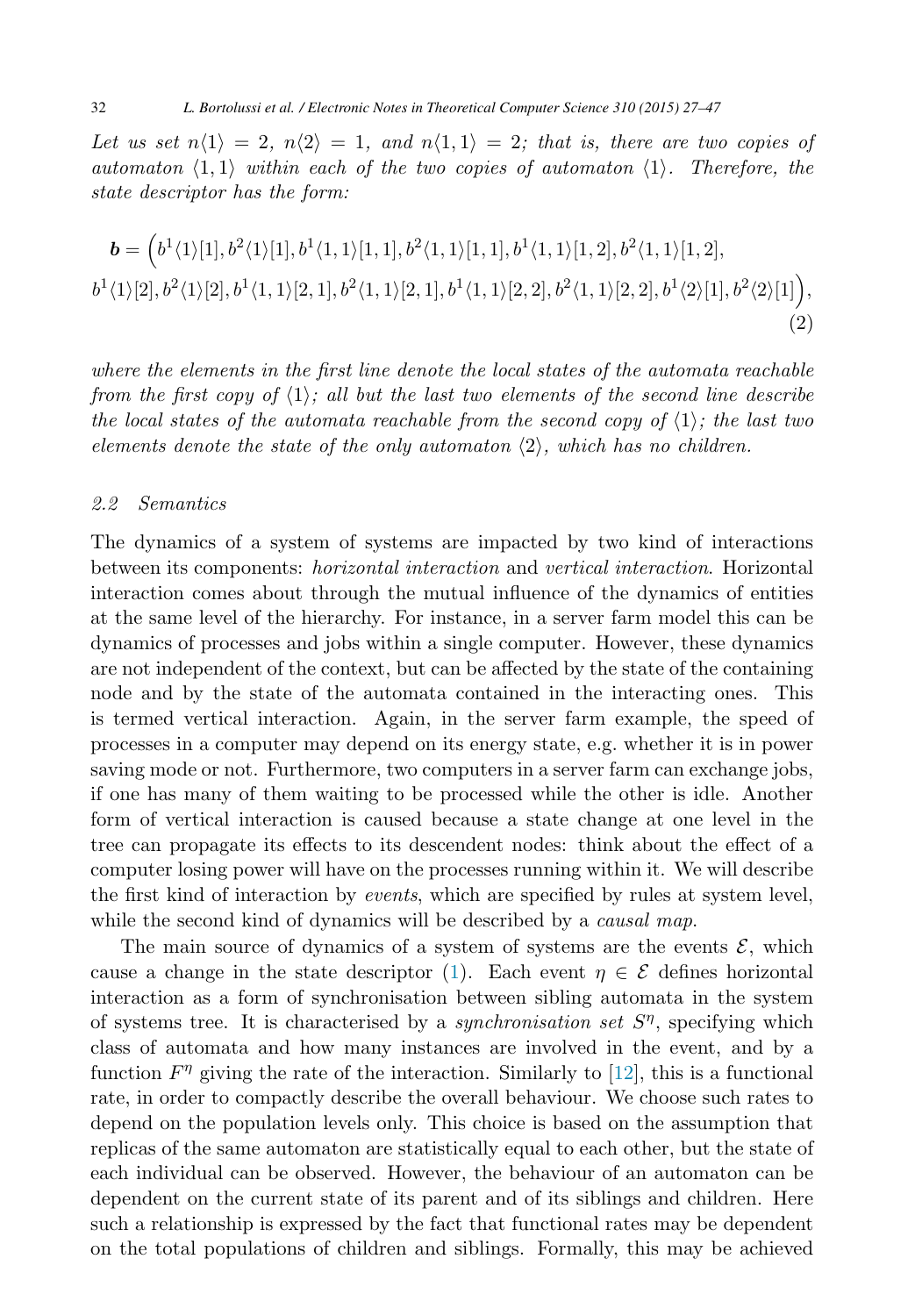*Let us set $n\langle 1\rangle = 2$, $n\langle 2\rangle = 1$, and $n\langle 1,1\rangle = 2$; that is, there are two copies of automaton $\langle 1,1\rangle$ within each of the two copies of automaton $\langle 1\rangle$. Therefore, the state descriptor has the form:*

$$\boldsymbol{b} = \Big(b^1\langle 1\rangle[1], b^2\langle 1\rangle[1], b^1\langle 1,1\rangle[1,1], b^2\langle 1,1\rangle[1,1], b^1\langle 1,1\rangle[1,2], b^2\langle 1,1\rangle[1,2],$$
$$b^1\langle 1\rangle[2], b^2\langle 1\rangle[2], b^1\langle 1,1\rangle[2,1], b^2\langle 1,1\rangle[2,1], b^1\langle 1,1\rangle[2,2], b^2\langle 1,1\rangle[2,2], b^1\langle 2\rangle[1], b^2\langle 2\rangle[1]\Big), \tag{2}$$

*where the elements in the first line denote the local states of the automata reachable from the first copy of $\langle 1\rangle$; all but the last two elements of the second line describe the local states of the automata reachable from the second copy of $\langle 1\rangle$; the last two elements denote the state of the only automaton $\langle 2\rangle$, which has no children.*

### *2.2 Semantics*

The dynamics of a system of systems are impacted by two kind of interactions between its components: *horizontal interaction* and *vertical interaction*. Horizontal interaction comes about through the mutual influence of the dynamics of entities at the same level of the hierarchy. For instance, in a server farm model this can be dynamics of processes and jobs within a single computer. However, these dynamics are not independent of the context, but can be affected by the state of the containing node and by the state of the automata contained in the interacting ones. This is termed vertical interaction. Again, in the server farm example, the speed of processes in a computer may depend on its energy state, e.g. whether it is in power saving mode or not. Furthermore, two computers in a server farm can exchange jobs, if one has many of them waiting to be processed while the other is idle. Another form of vertical interaction is caused because a state change at one level in the tree can propagate its effects to its descendent nodes: think about the effect of a computer losing power will have on the processes running within it. We will describe the first kind of interaction by *events*, which are specified by rules at system level, while the second kind of dynamics will be described by a *causal map*.

The main source of dynamics of a system of systems are the events $\mathcal{E}$, which cause a change in the state descriptor (1). Each event $\eta \in \mathcal{E}$ defines horizontal interaction as a form of synchronisation between sibling automata in the system of systems tree. It is characterised by a *synchronisation set* $S^\eta$, specifying which class of automata and how many instances are involved in the event, and by a function $F^\eta$ giving the rate of the interaction. Similarly to [12], this is a functional rate, in order to compactly describe the overall behaviour. We choose such rates to depend on the population levels only. This choice is based on the assumption that replicas of the same automaton are statistically equal to each other, but the state of each individual can be observed. However, the behaviour of an automaton can be dependent on the current state of its parent and of its siblings and children. Here such a relationship is expressed by the fact that functional rates may be dependent on the total populations of children and siblings. Formally, this may be achieved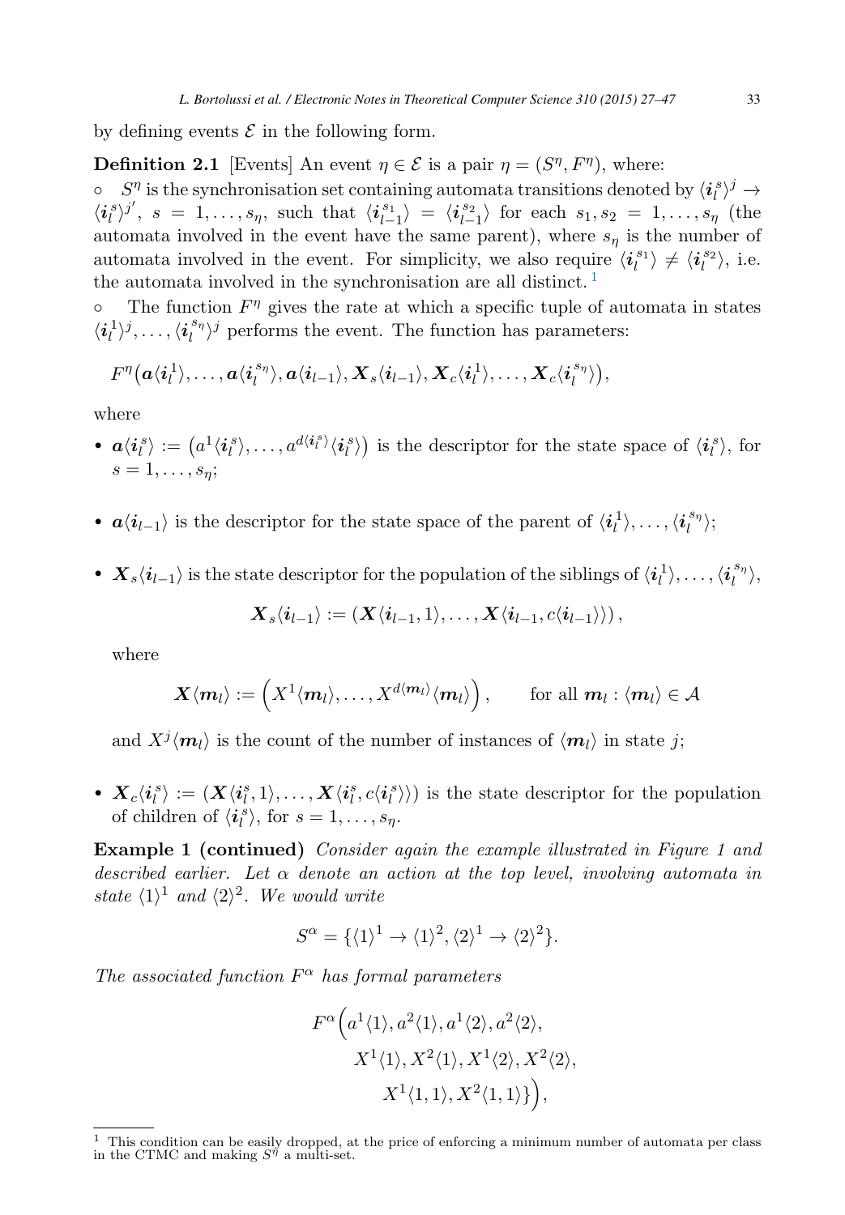by defining events $\mathcal{E}$ in the following form.

**Definition 2.1** [Events] An event $\eta \in \mathcal{E}$ is a pair $\eta = (S^\eta, F^\eta)$, where:

◦ $S^\eta$ is the synchronisation set containing automata transitions denoted by $\langle \boldsymbol{i}_l^s \rangle^j \to \langle \boldsymbol{i}_l^s \rangle^{j'}$, $s = 1, \ldots, s_\eta$, such that $\langle \boldsymbol{i}_{l-1}^{s_1} \rangle = \langle \boldsymbol{i}_{l-1}^{s_2} \rangle$ for each $s_1, s_2 = 1, \ldots, s_\eta$ (the automata involved in the event have the same parent), where $s_\eta$ is the number of automata involved in the event. For simplicity, we also require $\langle \boldsymbol{i}_l^{s_1} \rangle \neq \langle \boldsymbol{i}_l^{s_2} \rangle$, i.e. the automata involved in the synchronisation are all distinct.[1]

◦ The function $F^\eta$ gives the rate at which a specific tuple of automata in states $\langle \boldsymbol{i}_l^1 \rangle^j, \ldots, \langle \boldsymbol{i}_l^{s_\eta} \rangle^j$ performs the event. The function has parameters:

$$F^\eta\big(\boldsymbol{a}\langle \boldsymbol{i}_l^1 \rangle, \ldots, \boldsymbol{a}\langle \boldsymbol{i}_l^{s_\eta} \rangle, \boldsymbol{a}\langle \boldsymbol{i}_{l-1} \rangle, \boldsymbol{X}_s\langle \boldsymbol{i}_{l-1} \rangle, \boldsymbol{X}_c\langle \boldsymbol{i}_l^1 \rangle, \ldots, \boldsymbol{X}_c\langle \boldsymbol{i}_l^{s_\eta} \rangle\big),$$

where

- $\boldsymbol{a}\langle \boldsymbol{i}_l^s \rangle := \big(a^1\langle \boldsymbol{i}_l^s \rangle, \ldots, a^{d\langle \boldsymbol{i}_l^s \rangle}\langle \boldsymbol{i}_l^s \rangle\big)$ is the descriptor for the state space of $\langle \boldsymbol{i}_l^s \rangle$, for $s = 1, \ldots, s_\eta$;

- $\boldsymbol{a}\langle \boldsymbol{i}_{l-1} \rangle$ is the descriptor for the state space of the parent of $\langle \boldsymbol{i}_l^1 \rangle, \ldots, \langle \boldsymbol{i}_l^{s_\eta} \rangle$;

- $\boldsymbol{X}_s\langle \boldsymbol{i}_{l-1} \rangle$ is the state descriptor for the population of the siblings of $\langle \boldsymbol{i}_l^1 \rangle, \ldots, \langle \boldsymbol{i}_l^{s_\eta} \rangle$,

  $$\boldsymbol{X}_s\langle \boldsymbol{i}_{l-1} \rangle := \left(\boldsymbol{X}\langle \boldsymbol{i}_{l-1}, 1 \rangle, \ldots, \boldsymbol{X}\langle \boldsymbol{i}_{l-1}, c\langle \boldsymbol{i}_{l-1} \rangle \rangle\right),$$

  where

  $$\boldsymbol{X}\langle \boldsymbol{m}_l \rangle := \left(X^1\langle \boldsymbol{m}_l \rangle, \ldots, X^{d\langle \boldsymbol{m}_l \rangle}\langle \boldsymbol{m}_l \rangle\right), \qquad \text{for all } \boldsymbol{m}_l : \langle \boldsymbol{m}_l \rangle \in \mathcal{A}$$

  and $X^j\langle \boldsymbol{m}_l \rangle$ is the count of the number of instances of $\langle \boldsymbol{m}_l \rangle$ in state $j$;

- $\boldsymbol{X}_c\langle \boldsymbol{i}_l^s \rangle := \left(\boldsymbol{X}\langle \boldsymbol{i}_l^s, 1 \rangle, \ldots, \boldsymbol{X}\langle \boldsymbol{i}_l^s, c\langle \boldsymbol{i}_l^s \rangle \rangle\right)$ is the state descriptor for the population of children of $\langle \boldsymbol{i}_l^s \rangle$, for $s = 1, \ldots, s_\eta$.

**Example 1 (continued)** *Consider again the example illustrated in Figure 1 and described earlier. Let $\alpha$ denote an action at the top level, involving automata in state $\langle 1 \rangle^1$ and $\langle 2 \rangle^2$. We would write*

$$S^\alpha = \{\langle 1 \rangle^1 \to \langle 1 \rangle^2, \langle 2 \rangle^1 \to \langle 2 \rangle^2\}.$$

*The associated function $F^\alpha$ has formal parameters*

$$\begin{aligned} F^\alpha\Big(&a^1\langle 1 \rangle, a^2\langle 1 \rangle, a^1\langle 2 \rangle, a^2\langle 2 \rangle, \\ &X^1\langle 1 \rangle, X^2\langle 1 \rangle, X^1\langle 2 \rangle, X^2\langle 2 \rangle, \\ &X^1\langle 1, 1 \rangle, X^2\langle 1, 1 \rangle\}\Big), \end{aligned}$$

[1] This condition can be easily dropped, at the price of enforcing a minimum number of automata per class in the CTMC and making $S^\eta$ a multi-set.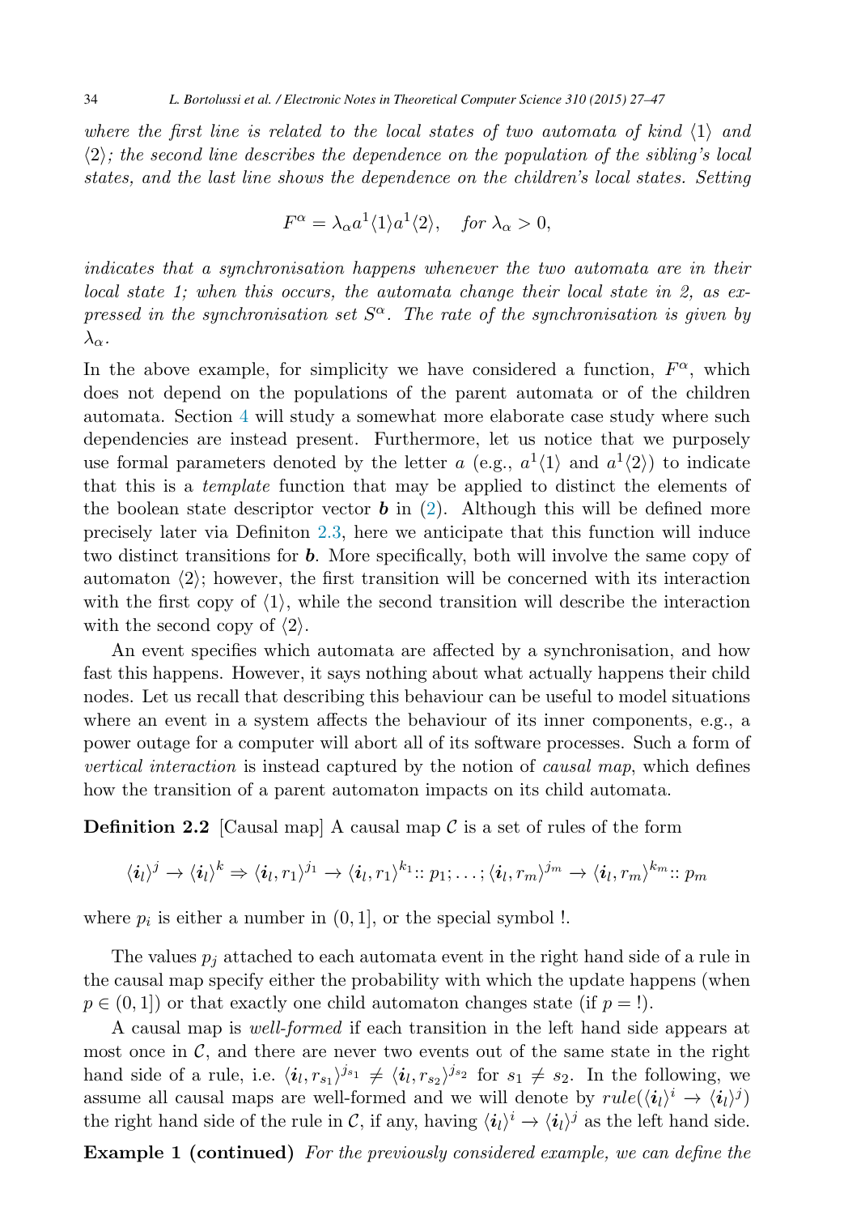*where the first line is related to the local states of two automata of kind $\langle 1\rangle$ and $\langle 2\rangle$; the second line describes the dependence on the population of the sibling's local states, and the last line shows the dependence on the children's local states. Setting*

$$F^\alpha = \lambda_\alpha a^1\langle 1\rangle a^1\langle 2\rangle, \quad \textit{for } \lambda_\alpha > 0,$$

*indicates that a synchronisation happens whenever the two automata are in their local state 1; when this occurs, the automata change their local state in 2, as expressed in the synchronisation set $S^\alpha$. The rate of the synchronisation is given by $\lambda_\alpha$.*

In the above example, for simplicity we have considered a function, $F^\alpha$, which does not depend on the populations of the parent automata or of the children automata. Section 4 will study a somewhat more elaborate case study where such dependencies are instead present. Furthermore, let us notice that we purposely use formal parameters denoted by the letter $a$ (e.g., $a^1\langle 1\rangle$ and $a^1\langle 2\rangle$) to indicate that this is a *template* function that may be applied to distinct the elements of the boolean state descriptor vector $\boldsymbol{b}$ in (2). Although this will be defined more precisely later via Definiton 2.3, here we anticipate that this function will induce two distinct transitions for $\boldsymbol{b}$. More specifically, both will involve the same copy of automaton $\langle 2\rangle$; however, the first transition will be concerned with its interaction with the first copy of $\langle 1\rangle$, while the second transition will describe the interaction with the second copy of $\langle 2\rangle$.

An event specifies which automata are affected by a synchronisation, and how fast this happens. However, it says nothing about what actually happens their child nodes. Let us recall that describing this behaviour can be useful to model situations where an event in a system affects the behaviour of its inner components, e.g., a power outage for a computer will abort all of its software processes. Such a form of *vertical interaction* is instead captured by the notion of *causal map*, which defines how the transition of a parent automaton impacts on its child automata.

**Definition 2.2** [Causal map] A causal map $\mathcal{C}$ is a set of rules of the form

$$\langle \boldsymbol{i}_l\rangle^j \to \langle \boldsymbol{i}_l\rangle^k \Rightarrow \langle \boldsymbol{i}_l, r_1\rangle^{j_1} \to \langle \boldsymbol{i}_l, r_1\rangle^{k_1} :: p_1; \ldots ; \langle \boldsymbol{i}_l, r_m\rangle^{j_m} \to \langle \boldsymbol{i}_l, r_m\rangle^{k_m} :: p_m$$

where $p_i$ is either a number in $(0, 1]$, or the special symbol !.

The values $p_j$ attached to each automata event in the right hand side of a rule in the causal map specify either the probability with which the update happens (when $p \in (0, 1]$) or that exactly one child automaton changes state (if $p = !$).

A causal map is *well-formed* if each transition in the left hand side appears at most once in $\mathcal{C}$, and there are never two events out of the same state in the right hand side of a rule, i.e. $\langle \boldsymbol{i}_l, r_{s_1}\rangle^{j_{s_1}} \neq \langle \boldsymbol{i}_l, r_{s_2}\rangle^{j_{s_2}}$ for $s_1 \neq s_2$. In the following, we assume all causal maps are well-formed and we will denote by $rule(\langle \boldsymbol{i}_l\rangle^i \to \langle \boldsymbol{i}_l\rangle^j)$ the right hand side of the rule in $\mathcal{C}$, if any, having $\langle \boldsymbol{i}_l\rangle^i \to \langle \boldsymbol{i}_l\rangle^j$ as the left hand side.

**Example 1 (continued)** *For the previously considered example, we can define the*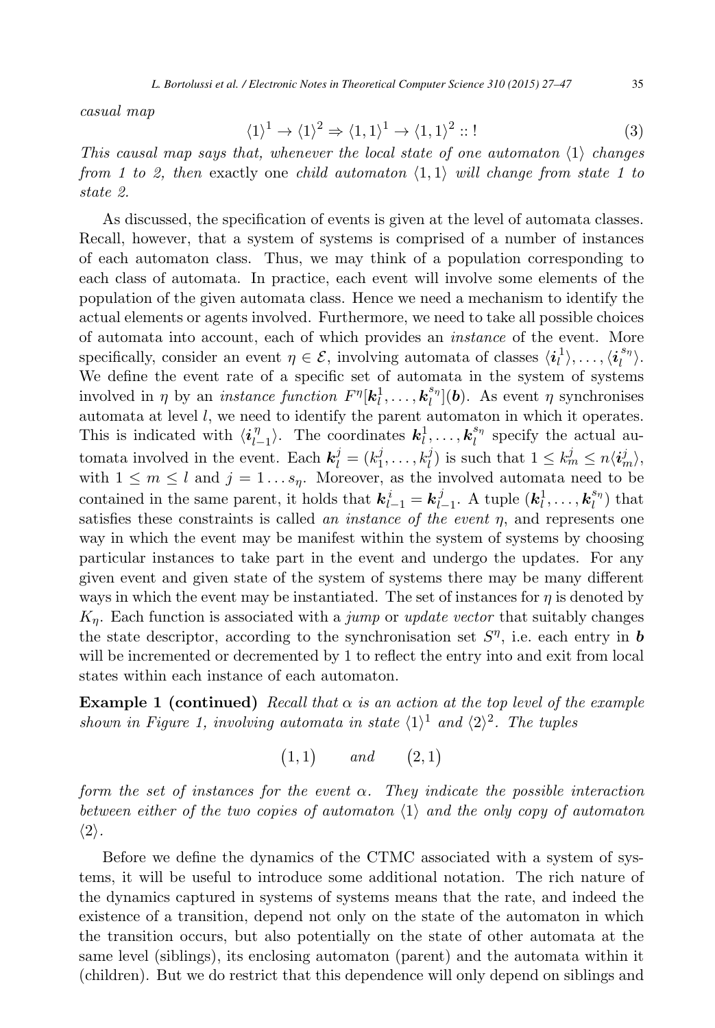*casual map*

$$\langle 1\rangle^1 \to \langle 1\rangle^2 \Rightarrow \langle 1,1\rangle^1 \to \langle 1,1\rangle^2 :: ! \tag{3}$$

*This causal map says that, whenever the local state of one automaton $\langle 1\rangle$ changes from 1 to 2, then* exactly one *child automaton $\langle 1,1\rangle$ will change from state 1 to state 2.*

As discussed, the specification of events is given at the level of automata classes. Recall, however, that a system of systems is comprised of a number of instances of each automaton class. Thus, we may think of a population corresponding to each class of automata. In practice, each event will involve some elements of the population of the given automata class. Hence we need a mechanism to identify the actual elements or agents involved. Furthermore, we need to take all possible choices of automata into account, each of which provides an *instance* of the event. More specifically, consider an event $\eta \in \mathcal{E}$, involving automata of classes $\langle \boldsymbol{i}_l^1\rangle, \ldots, \langle \boldsymbol{i}_l^{s_\eta}\rangle$. We define the event rate of a specific set of automata in the system of systems involved in $\eta$ by an *instance function* $F^\eta[\boldsymbol{k}_l^1, \ldots, \boldsymbol{k}_l^{s_\eta}](\boldsymbol{b})$. As event $\eta$ synchronises automata at level $l$, we need to identify the parent automaton in which it operates. This is indicated with $\langle \boldsymbol{i}_{l-1}^\eta\rangle$. The coordinates $\boldsymbol{k}_l^1, \ldots, \boldsymbol{k}_l^{s_\eta}$ specify the actual automata involved in the event. Each $\boldsymbol{k}_l^j = (k_1^j, \ldots, k_l^j)$ is such that $1 \le k_m^j \le n\langle \boldsymbol{i}_m^j\rangle$, with $1 \le m \le l$ and $j = 1 \ldots s_\eta$. Moreover, as the involved automata need to be contained in the same parent, it holds that $\boldsymbol{k}_{l-1}^i = \boldsymbol{k}_{l-1}^j$. A tuple $(\boldsymbol{k}_l^1, \ldots, \boldsymbol{k}_l^{s_\eta})$ that satisfies these constraints is called *an instance of the event* $\eta$, and represents one way in which the event may be manifest within the system of systems by choosing particular instances to take part in the event and undergo the updates. For any given event and given state of the system of systems there may be many different ways in which the event may be instantiated. The set of instances for $\eta$ is denoted by $K_\eta$. Each function is associated with a *jump* or *update vector* that suitably changes the state descriptor, according to the synchronisation set $S^\eta$, i.e. each entry in $\boldsymbol{b}$ will be incremented or decremented by 1 to reflect the entry into and exit from local states within each instance of each automaton.

**Example 1 (continued)** *Recall that $\alpha$ is an action at the top level of the example shown in Figure 1, involving automata in state $\langle 1\rangle^1$ and $\langle 2\rangle^2$. The tuples*

$$(1,1) \qquad \text{and} \qquad (2,1)$$

*form the set of instances for the event $\alpha$. They indicate the possible interaction between either of the two copies of automaton $\langle 1\rangle$ and the only copy of automaton $\langle 2\rangle$.*

Before we define the dynamics of the CTMC associated with a system of systems, it will be useful to introduce some additional notation. The rich nature of the dynamics captured in systems of systems means that the rate, and indeed the existence of a transition, depend not only on the state of the automaton in which the transition occurs, but also potentially on the state of other automata at the same level (siblings), its enclosing automaton (parent) and the automata within it (children). But we do restrict that this dependence will only depend on siblings and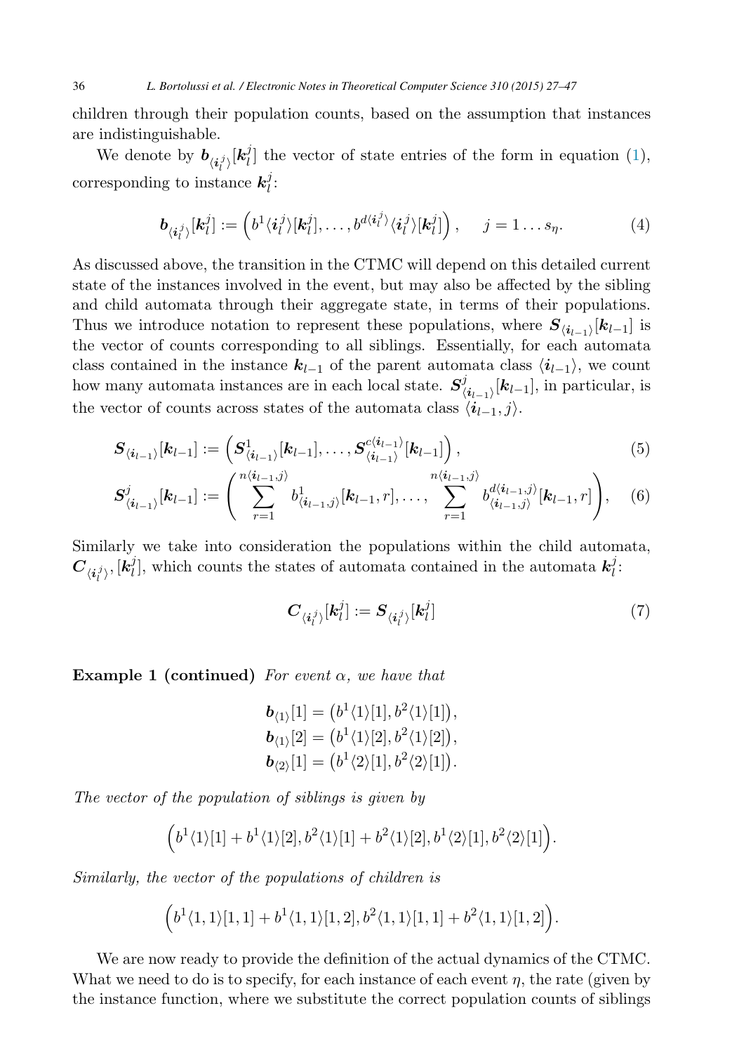children through their population counts, based on the assumption that instances are indistinguishable.

We denote by $\boldsymbol{b}_{\langle \boldsymbol{i}_l^j \rangle}[\boldsymbol{k}_l^j]$ the vector of state entries of the form in equation (1), corresponding to instance $\boldsymbol{k}_l^j$:

$$\boldsymbol{b}_{\langle \boldsymbol{i}_l^j \rangle}[\boldsymbol{k}_l^j] := \left( b^1 \langle \boldsymbol{i}_l^j \rangle [\boldsymbol{k}_l^j], \ldots, b^{d\langle \boldsymbol{i}_l^j \rangle} \langle \boldsymbol{i}_l^j \rangle [\boldsymbol{k}_l^j] \right), \quad j = 1 \ldots s_\eta. \tag{4}$$

As discussed above, the transition in the CTMC will depend on this detailed current state of the instances involved in the event, but may also be affected by the sibling and child automata through their aggregate state, in terms of their populations. Thus we introduce notation to represent these populations, where $\boldsymbol{S}_{\langle \boldsymbol{i}_{l-1} \rangle}[\boldsymbol{k}_{l-1}]$ is the vector of counts corresponding to all siblings. Essentially, for each automata class contained in the instance $\boldsymbol{k}_{l-1}$ of the parent automata class $\langle \boldsymbol{i}_{l-1} \rangle$, we count how many automata instances are in each local state. $\boldsymbol{S}^j_{\langle \boldsymbol{i}_{l-1} \rangle}[\boldsymbol{k}_{l-1}]$, in particular, is the vector of counts across states of the automata class $\langle \boldsymbol{i}_{l-1}, j \rangle$.

$$\boldsymbol{S}_{\langle \boldsymbol{i}_{l-1} \rangle}[\boldsymbol{k}_{l-1}] := \left( \boldsymbol{S}^1_{\langle \boldsymbol{i}_{l-1} \rangle}[\boldsymbol{k}_{l-1}], \ldots, \boldsymbol{S}^{c\langle \boldsymbol{i}_{l-1} \rangle}_{\langle \boldsymbol{i}_{l-1} \rangle}[\boldsymbol{k}_{l-1}] \right), \tag{5}$$

$$\boldsymbol{S}^j_{\langle \boldsymbol{i}_{l-1} \rangle}[\boldsymbol{k}_{l-1}] := \left( \sum_{r=1}^{n\langle \boldsymbol{i}_{l-1}, j \rangle} b^1_{\langle \boldsymbol{i}_{l-1}, j \rangle}[\boldsymbol{k}_{l-1}, r], \ldots, \sum_{r=1}^{n\langle \boldsymbol{i}_{l-1}, j \rangle} b^{d\langle \boldsymbol{i}_{l-1}, j \rangle}_{\langle \boldsymbol{i}_{l-1}, j \rangle}[\boldsymbol{k}_{l-1}, r] \right), \tag{6}$$

Similarly we take into consideration the populations within the child automata, $\boldsymbol{C}_{\langle \boldsymbol{i}_l^j \rangle}, [\boldsymbol{k}_l^j]$, which counts the states of automata contained in the automata $\boldsymbol{k}_l^j$:

$$\boldsymbol{C}_{\langle \boldsymbol{i}_l^j \rangle}[\boldsymbol{k}_l^j] := \boldsymbol{S}_{\langle \boldsymbol{i}_l^j \rangle}[\boldsymbol{k}_l^j] \tag{7}$$

**Example 1 (continued)** *For event $\alpha$, we have that*

$$\boldsymbol{b}_{\langle 1 \rangle}[1] = \left( b^1 \langle 1 \rangle [1], b^2 \langle 1 \rangle [1] \right),$$
$$\boldsymbol{b}_{\langle 1 \rangle}[2] = \left( b^1 \langle 1 \rangle [2], b^2 \langle 1 \rangle [2] \right),$$
$$\boldsymbol{b}_{\langle 2 \rangle}[1] = \left( b^1 \langle 2 \rangle [1], b^2 \langle 2 \rangle [1] \right).$$

*The vector of the population of siblings is given by*

$$\left( b^1 \langle 1 \rangle [1] + b^1 \langle 1 \rangle [2], b^2 \langle 1 \rangle [1] + b^2 \langle 1 \rangle [2], b^1 \langle 2 \rangle [1], b^2 \langle 2 \rangle [1] \right).$$

*Similarly, the vector of the populations of children is*

$$\left( b^1 \langle 1, 1 \rangle [1, 1] + b^1 \langle 1, 1 \rangle [1, 2], b^2 \langle 1, 1 \rangle [1, 1] + b^2 \langle 1, 1 \rangle [1, 2] \right).$$

We are now ready to provide the definition of the actual dynamics of the CTMC. What we need to do is to specify, for each instance of each event $\eta$, the rate (given by the instance function, where we substitute the correct population counts of siblings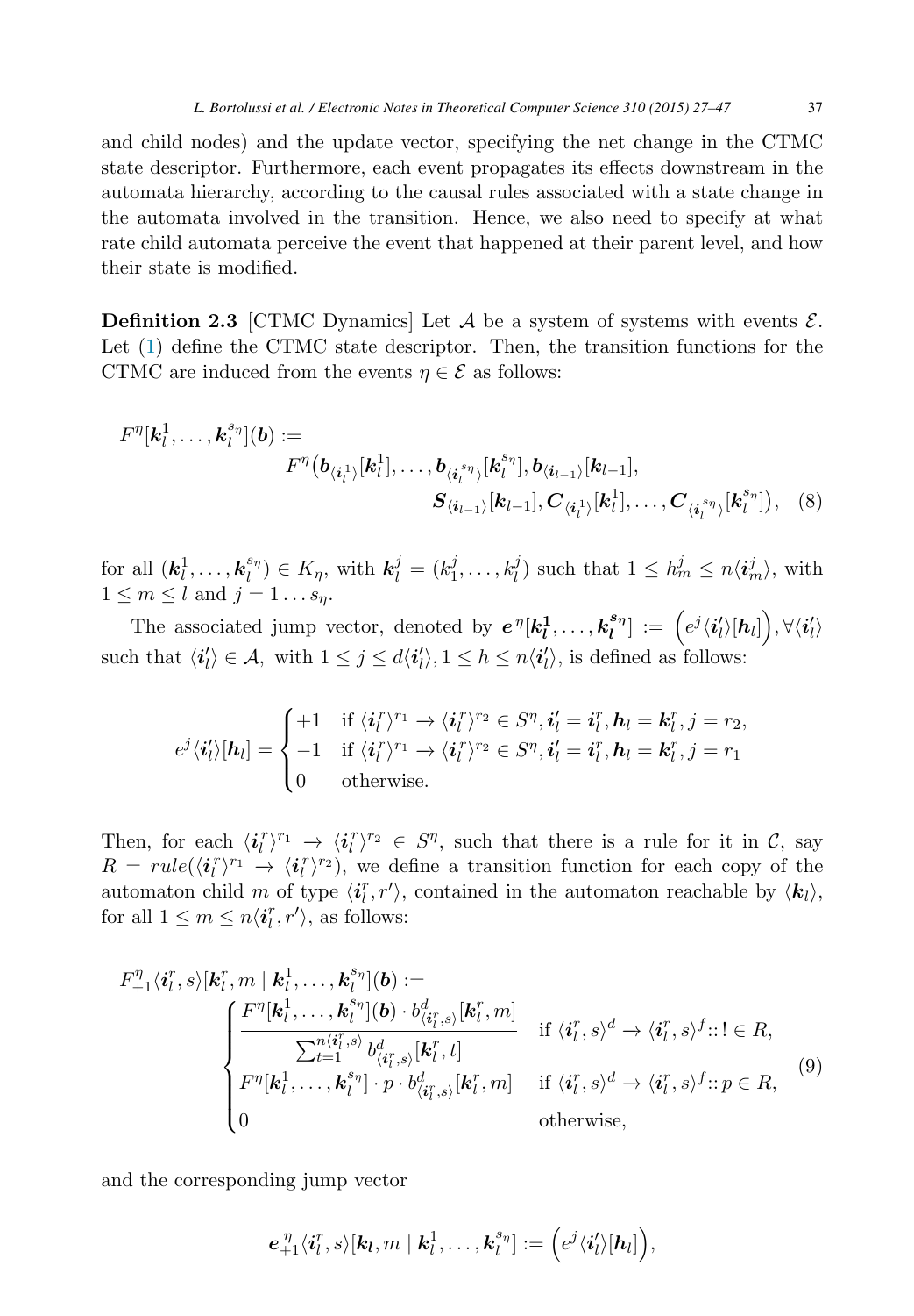and child nodes) and the update vector, specifying the net change in the CTMC state descriptor. Furthermore, each event propagates its effects downstream in the automata hierarchy, according to the causal rules associated with a state change in the automata involved in the transition. Hence, we also need to specify at what rate child automata perceive the event that happened at their parent level, and how their state is modified.

**Definition 2.3** [CTMC Dynamics] Let $\mathcal{A}$ be a system of systems with events $\mathcal{E}$. Let (1) define the CTMC state descriptor. Then, the transition functions for the CTMC are induced from the events $\eta \in \mathcal{E}$ as follows:

$$F^{\eta}[\boldsymbol{k}_l^1, \ldots, \boldsymbol{k}_l^{s_\eta}](\boldsymbol{b}) := F^{\eta}\big(\boldsymbol{b}_{\langle \boldsymbol{i}_l^1 \rangle}[\boldsymbol{k}_l^1], \ldots, \boldsymbol{b}_{\langle \boldsymbol{i}_l^{s_\eta} \rangle}[\boldsymbol{k}_l^{s_\eta}], \boldsymbol{b}_{\langle \boldsymbol{i}_{l-1} \rangle}[\boldsymbol{k}_{l-1}], \boldsymbol{S}_{\langle \boldsymbol{i}_{l-1} \rangle}[\boldsymbol{k}_{l-1}], \boldsymbol{C}_{\langle \boldsymbol{i}_l^1 \rangle}[\boldsymbol{k}_l^1], \ldots, \boldsymbol{C}_{\langle \boldsymbol{i}_l^{s_\eta} \rangle}[\boldsymbol{k}_l^{s_\eta}]\big), \quad (8)$$

for all $(\boldsymbol{k}_l^1, \ldots, \boldsymbol{k}_l^{s_\eta}) \in K_\eta$, with $\boldsymbol{k}_l^j = (k_1^j, \ldots, k_l^j)$ such that $1 \leq h_m^j \leq n\langle \boldsymbol{i}_m^j \rangle$, with $1 \leq m \leq l$ and $j = 1 \ldots s_\eta$.

The associated jump vector, denoted by $\boldsymbol{e}^{\eta}[\boldsymbol{k}_l^1, \ldots, \boldsymbol{k}_l^{s_\eta}] := \Big(e^j\langle \boldsymbol{i}'_l \rangle[\boldsymbol{h}_l]\Big), \forall \langle \boldsymbol{i}'_l \rangle$ such that $\langle \boldsymbol{i}'_l \rangle \in \mathcal{A}$, with $1 \leq j \leq d\langle \boldsymbol{i}'_l \rangle, 1 \leq h \leq n\langle \boldsymbol{i}'_l \rangle$, is defined as follows:

$$e^j\langle \boldsymbol{i}'_l \rangle[\boldsymbol{h}_l] = \begin{cases} +1 & \text{if } \langle \boldsymbol{i}_l^r \rangle^{r_1} \to \langle \boldsymbol{i}_l^r \rangle^{r_2} \in S^{\eta}, \boldsymbol{i}'_l = \boldsymbol{i}_l^r, \boldsymbol{h}_l = \boldsymbol{k}_l^r, j = r_2, \\ -1 & \text{if } \langle \boldsymbol{i}_l^r \rangle^{r_1} \to \langle \boldsymbol{i}_l^r \rangle^{r_2} \in S^{\eta}, \boldsymbol{i}'_l = \boldsymbol{i}_l^r, \boldsymbol{h}_l = \boldsymbol{k}_l^r, j = r_1 \\ 0 & \text{otherwise.} \end{cases}$$

Then, for each $\langle \boldsymbol{i}_l^r \rangle^{r_1} \to \langle \boldsymbol{i}_l^r \rangle^{r_2} \in S^{\eta}$, such that there is a rule for it in $\mathcal{C}$, say $R = rule(\langle \boldsymbol{i}_l^r \rangle^{r_1} \to \langle \boldsymbol{i}_l^r \rangle^{r_2})$, we define a transition function for each copy of the automaton child $m$ of type $\langle \boldsymbol{i}_l^r, r' \rangle$, contained in the automaton reachable by $\langle \boldsymbol{k}_l \rangle$, for all $1 \leq m \leq n\langle \boldsymbol{i}_l^r, r' \rangle$, as follows:

$$F_{+1}^{\eta}\langle \boldsymbol{i}_l^r, s \rangle[\boldsymbol{k}_l^r, m \mid \boldsymbol{k}_l^1, \ldots, \boldsymbol{k}_l^{s_\eta}](\boldsymbol{b}) := \begin{cases} \dfrac{F^{\eta}[\boldsymbol{k}_l^1, \ldots, \boldsymbol{k}_l^{s_\eta}](\boldsymbol{b}) \cdot b^d_{\langle \boldsymbol{i}_l^r, s \rangle}[\boldsymbol{k}_l^r, m]}{\sum_{t=1}^{n\langle \boldsymbol{i}_l^r, s \rangle} b^d_{\langle \boldsymbol{i}_l^r, s \rangle}[\boldsymbol{k}_l^r, t]} & \text{if } \langle \boldsymbol{i}_l^r, s \rangle^d \to \langle \boldsymbol{i}_l^r, s \rangle^f :: ! \in R, \\ F^{\eta}[\boldsymbol{k}_l^1, \ldots, \boldsymbol{k}_l^{s_\eta}] \cdot p \cdot b^d_{\langle \boldsymbol{i}_l^r, s \rangle}[\boldsymbol{k}_l^r, m] & \text{if } \langle \boldsymbol{i}_l^r, s \rangle^d \to \langle \boldsymbol{i}_l^r, s \rangle^f :: p \in R, \\ 0 & \text{otherwise,} \end{cases} \quad (9)$$

and the corresponding jump vector

$$\boldsymbol{e}_{+1}^{\eta}\langle \boldsymbol{i}_l^r, s \rangle[\boldsymbol{k}_l, m \mid \boldsymbol{k}_l^1, \ldots, \boldsymbol{k}_l^{s_\eta}] := \Big(e^j\langle \boldsymbol{i}'_l \rangle[\boldsymbol{h}_l]\Big),$$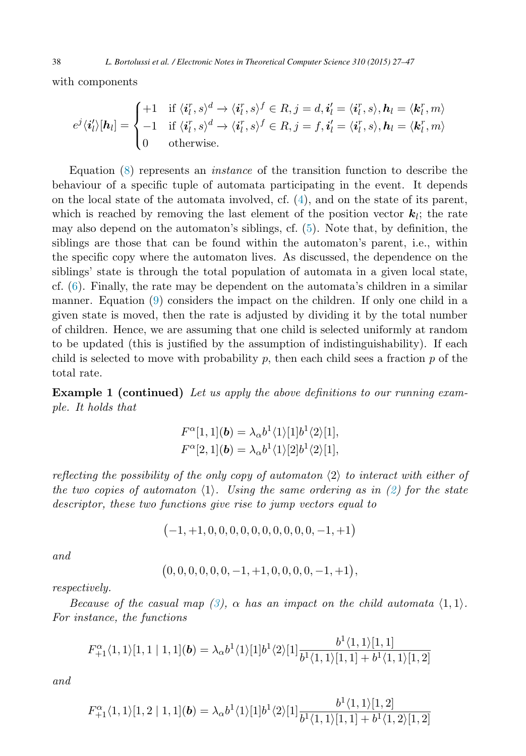with components

$$e^j\langle \boldsymbol{i}'_l\rangle[\boldsymbol{h}_l] = \begin{cases} +1 & \text{if } \langle \boldsymbol{i}^r_l, s\rangle^d \to \langle \boldsymbol{i}^r_l, s\rangle^f \in R, j = d, \boldsymbol{i}'_l = \langle \boldsymbol{i}^r_l, s\rangle, \boldsymbol{h}_l = \langle \boldsymbol{k}^r_l, m\rangle \\ -1 & \text{if } \langle \boldsymbol{i}^r_l, s\rangle^d \to \langle \boldsymbol{i}^r_l, s\rangle^f \in R, j = f, \boldsymbol{i}'_l = \langle \boldsymbol{i}^r_l, s\rangle, \boldsymbol{h}_l = \langle \boldsymbol{k}^r_l, m\rangle \\ 0 & \text{otherwise.} \end{cases}$$

Equation (8) represents an *instance* of the transition function to describe the behaviour of a specific tuple of automata participating in the event. It depends on the local state of the automata involved, cf. (4), and on the state of its parent, which is reached by removing the last element of the position vector $\boldsymbol{k}_l$; the rate may also depend on the automaton's siblings, cf. (5). Note that, by definition, the siblings are those that can be found within the automaton's parent, i.e., within the specific copy where the automaton lives. As discussed, the dependence on the siblings' state is through the total population of automata in a given local state, cf. (6). Finally, the rate may be dependent on the automata's children in a similar manner. Equation (9) considers the impact on the children. If only one child in a given state is moved, then the rate is adjusted by dividing it by the total number of children. Hence, we are assuming that one child is selected uniformly at random to be updated (this is justified by the assumption of indistinguishability). If each child is selected to move with probability $p$, then each child sees a fraction $p$ of the total rate.

**Example 1 (continued)** *Let us apply the above definitions to our running example. It holds that*

$$F^{\alpha}[1,1](\boldsymbol{b}) = \lambda_\alpha b^1\langle 1\rangle[1] b^1\langle 2\rangle[1],$$
$$F^{\alpha}[2,1](\boldsymbol{b}) = \lambda_\alpha b^1\langle 1\rangle[2] b^1\langle 2\rangle[1],$$

*reflecting the possibility of the only copy of automaton $\langle 2\rangle$ to interact with either of the two copies of automaton $\langle 1\rangle$. Using the same ordering as in (2) for the state descriptor, these two functions give rise to jump vectors equal to*

$$\big(-1, +1, 0, 0, 0, 0, 0, 0, 0, 0, 0, 0, -1, +1\big)$$

*and*

$$\big(0, 0, 0, 0, 0, 0, -1, +1, 0, 0, 0, 0, -1, +1\big),$$

*respectively.*

*Because of the casual map (3), $\alpha$ has an impact on the child automata $\langle 1, 1\rangle$. For instance, the functions*

$$F^{\alpha}_{+1}\langle 1,1\rangle[1,1 \mid 1,1](\boldsymbol{b}) = \lambda_\alpha b^1\langle 1\rangle[1] b^1\langle 2\rangle[1] \frac{b^1\langle 1,1\rangle[1,1]}{b^1\langle 1,1\rangle[1,1] + b^1\langle 1,1\rangle[1,2]}$$

*and*

$$F^{\alpha}_{+1}\langle 1,1\rangle[1,2 \mid 1,1](\boldsymbol{b}) = \lambda_\alpha b^1\langle 1\rangle[1] b^1\langle 2\rangle[1] \frac{b^1\langle 1,1\rangle[1,2]}{b^1\langle 1,1\rangle[1,1] + b^1\langle 1,2\rangle[1,2]}$$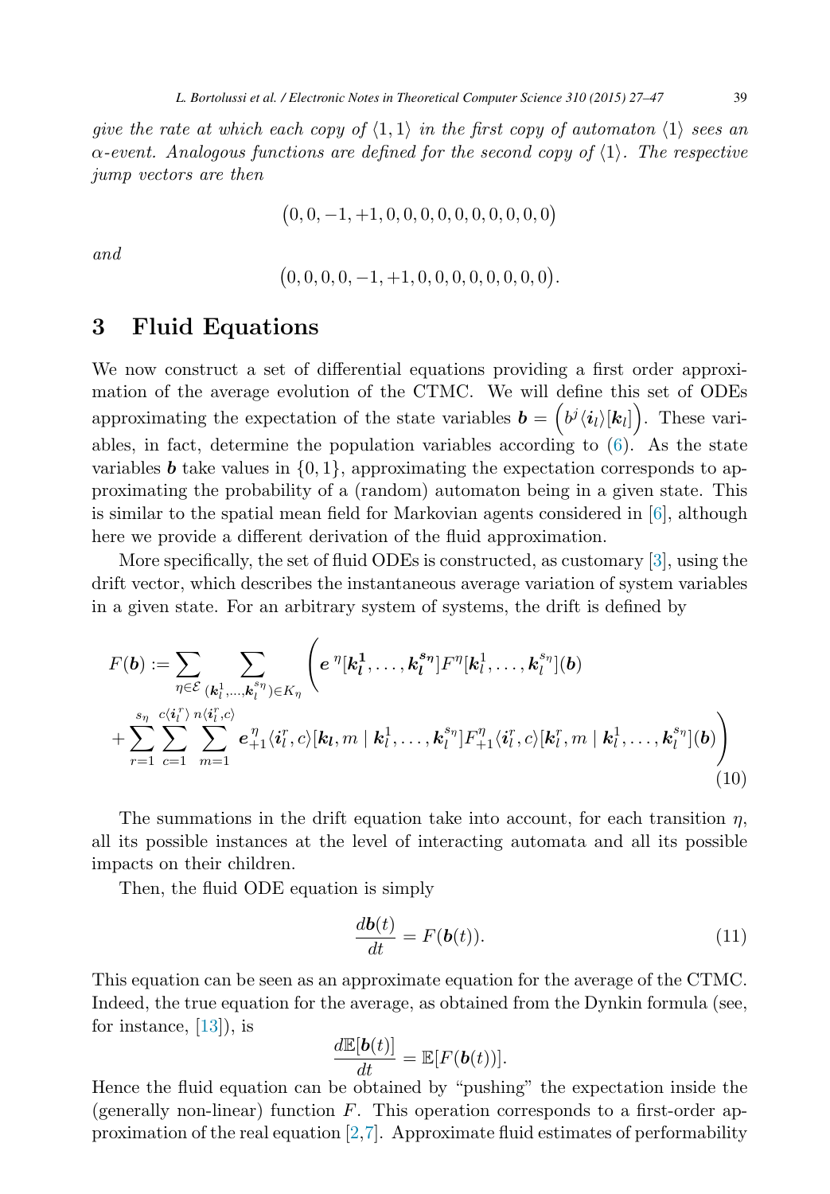*give the rate at which each copy of $\langle 1,1\rangle$ in the first copy of automaton $\langle 1\rangle$ sees an $\alpha$-event. Analogous functions are defined for the second copy of $\langle 1\rangle$. The respective jump vectors are then*

$$\big(0,0,-1,+1,0,0,0,0,0,0,0,0,0,0\big)$$

*and*

$$\big(0,0,0,0,-1,+1,0,0,0,0,0,0,0,0\big).$$

## 3 Fluid Equations

We now construct a set of differential equations providing a first order approximation of the average evolution of the CTMC. We will define this set of ODEs approximating the expectation of the state variables $\boldsymbol{b} = \Big(b^j\langle \boldsymbol{i}_l\rangle[\boldsymbol{k}_l]\Big)$. These variables, in fact, determine the population variables according to (6). As the state variables $\boldsymbol{b}$ take values in $\{0,1\}$, approximating the expectation corresponds to approximating the probability of a (random) automaton being in a given state. This is similar to the spatial mean field for Markovian agents considered in [6], although here we provide a different derivation of the fluid approximation.

More specifically, the set of fluid ODEs is constructed, as customary [3], using the drift vector, which describes the instantaneous average variation of system variables in a given state. For an arbitrary system of systems, the drift is defined by

$$F(\boldsymbol{b}) := \sum_{\eta\in\mathcal{E}} \sum_{(\boldsymbol{k}_l^1,\dots,\boldsymbol{k}_l^{s_\eta})\in K_\eta} \Bigg( \boldsymbol{e}^{\,\eta}[\boldsymbol{k}_{\boldsymbol{l}}^{\boldsymbol{1}},\dots,\boldsymbol{k}_{\boldsymbol{l}}^{\boldsymbol{s_\eta}}] F^{\eta}[\boldsymbol{k}_l^1,\dots,\boldsymbol{k}_l^{s_\eta}](\boldsymbol{b}) \\ + \sum_{r=1}^{s_\eta} \sum_{c=1}^{c\langle \boldsymbol{i}_l^r\rangle} \sum_{m=1}^{n\langle \boldsymbol{i}_l^r,c\rangle} \boldsymbol{e}_{+1}^{\,\eta}\langle \boldsymbol{i}_l^r, c\rangle[\boldsymbol{k}_{\boldsymbol{l}}, m \mid \boldsymbol{k}_l^1,\dots,\boldsymbol{k}_l^{s_\eta}] F_{+1}^{\eta}\langle \boldsymbol{i}_l^r, c\rangle[\boldsymbol{k}_l^r, m \mid \boldsymbol{k}_l^1,\dots,\boldsymbol{k}_l^{s_\eta}](\boldsymbol{b}) \Bigg) \tag{10}$$

The summations in the drift equation take into account, for each transition $\eta$, all its possible instances at the level of interacting automata and all its possible impacts on their children.

Then, the fluid ODE equation is simply

$$\frac{d\boldsymbol{b}(t)}{dt} = F(\boldsymbol{b}(t)). \tag{11}$$

This equation can be seen as an approximate equation for the average of the CTMC. Indeed, the true equation for the average, as obtained from the Dynkin formula (see, for instance, [13]), is

$$\frac{d\mathbb{E}[\boldsymbol{b}(t)]}{dt} = \mathbb{E}[F(\boldsymbol{b}(t))].$$

Hence the fluid equation can be obtained by "pushing" the expectation inside the (generally non-linear) function $F$. This operation corresponds to a first-order approximation of the real equation [2,7]. Approximate fluid estimates of performability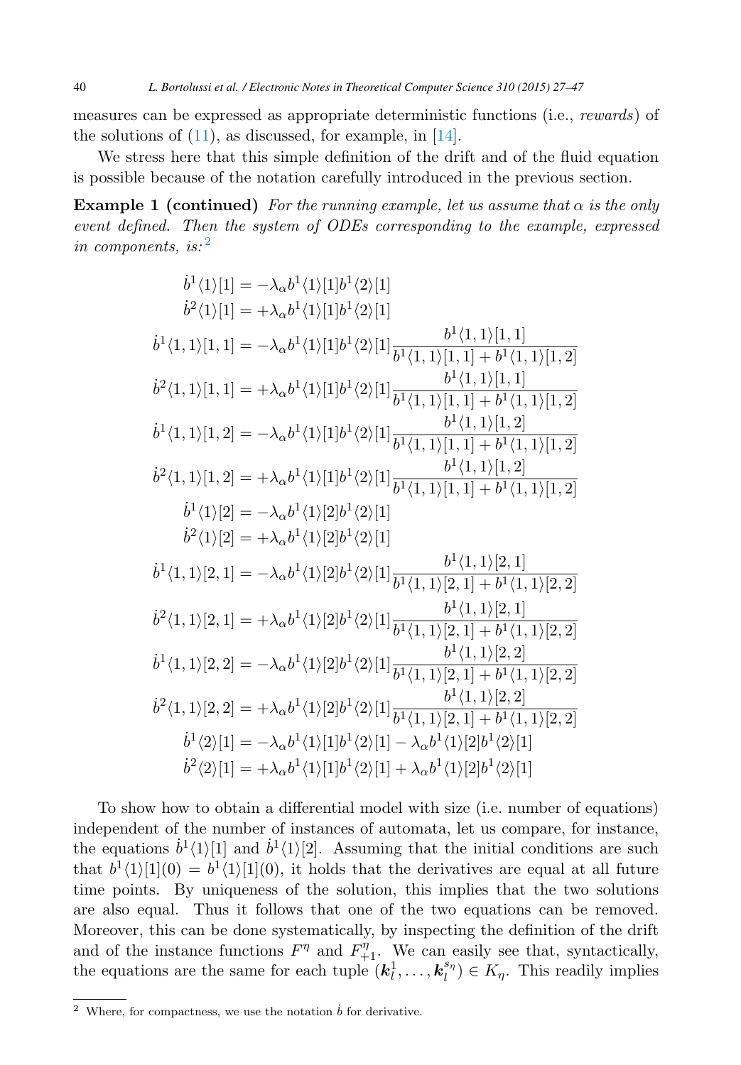measures can be expressed as appropriate deterministic functions (i.e., *rewards*) of the solutions of (11), as discussed, for example, in [14].

We stress here that this simple definition of the drift and of the fluid equation is possible because of the notation carefully introduced in the previous section.

**Example 1 (continued)** *For the running example, let us assume that* $\alpha$ *is the only event defined. Then the system of ODEs corresponding to the example, expressed in components, is:* [2]

$$
\begin{aligned}
\dot{b}^1\langle 1\rangle[1] &= -\lambda_\alpha b^1\langle 1\rangle[1] b^1\langle 2\rangle[1] \\
\dot{b}^2\langle 1\rangle[1] &= +\lambda_\alpha b^1\langle 1\rangle[1] b^1\langle 2\rangle[1] \\
\dot{b}^1\langle 1,1\rangle[1,1] &= -\lambda_\alpha b^1\langle 1\rangle[1] b^1\langle 2\rangle[1] \frac{b^1\langle 1,1\rangle[1,1]}{b^1\langle 1,1\rangle[1,1] + b^1\langle 1,1\rangle[1,2]} \\
\dot{b}^2\langle 1,1\rangle[1,1] &= +\lambda_\alpha b^1\langle 1\rangle[1] b^1\langle 2\rangle[1] \frac{b^1\langle 1,1\rangle[1,1]}{b^1\langle 1,1\rangle[1,1] + b^1\langle 1,1\rangle[1,2]} \\
\dot{b}^1\langle 1,1\rangle[1,2] &= -\lambda_\alpha b^1\langle 1\rangle[1] b^1\langle 2\rangle[1] \frac{b^1\langle 1,1\rangle[1,2]}{b^1\langle 1,1\rangle[1,1] + b^1\langle 1,1\rangle[1,2]} \\
\dot{b}^2\langle 1,1\rangle[1,2] &= +\lambda_\alpha b^1\langle 1\rangle[1] b^1\langle 2\rangle[1] \frac{b^1\langle 1,1\rangle[1,2]}{b^1\langle 1,1\rangle[1,1] + b^1\langle 1,1\rangle[1,2]} \\
\dot{b}^1\langle 1\rangle[2] &= -\lambda_\alpha b^1\langle 1\rangle[2] b^1\langle 2\rangle[1] \\
\dot{b}^2\langle 1\rangle[2] &= +\lambda_\alpha b^1\langle 1\rangle[2] b^1\langle 2\rangle[1] \\
\dot{b}^1\langle 1,1\rangle[2,1] &= -\lambda_\alpha b^1\langle 1\rangle[2] b^1\langle 2\rangle[1] \frac{b^1\langle 1,1\rangle[2,1]}{b^1\langle 1,1\rangle[2,1] + b^1\langle 1,1\rangle[2,2]} \\
\dot{b}^2\langle 1,1\rangle[2,1] &= +\lambda_\alpha b^1\langle 1\rangle[2] b^1\langle 2\rangle[1] \frac{b^1\langle 1,1\rangle[2,1]}{b^1\langle 1,1\rangle[2,1] + b^1\langle 1,1\rangle[2,2]} \\
\dot{b}^1\langle 1,1\rangle[2,2] &= -\lambda_\alpha b^1\langle 1\rangle[2] b^1\langle 2\rangle[1] \frac{b^1\langle 1,1\rangle[2,2]}{b^1\langle 1,1\rangle[2,1] + b^1\langle 1,1\rangle[2,2]} \\
\dot{b}^2\langle 1,1\rangle[2,2] &= +\lambda_\alpha b^1\langle 1\rangle[2] b^1\langle 2\rangle[1] \frac{b^1\langle 1,1\rangle[2,2]}{b^1\langle 1,1\rangle[2,1] + b^1\langle 1,1\rangle[2,2]} \\
\dot{b}^1\langle 2\rangle[1] &= -\lambda_\alpha b^1\langle 1\rangle[1] b^1\langle 2\rangle[1] - \lambda_\alpha b^1\langle 1\rangle[2] b^1\langle 2\rangle[1] \\
\dot{b}^2\langle 2\rangle[1] &= +\lambda_\alpha b^1\langle 1\rangle[1] b^1\langle 2\rangle[1] + \lambda_\alpha b^1\langle 1\rangle[2] b^1\langle 2\rangle[1]
\end{aligned}
$$

To show how to obtain a differential model with size (i.e. number of equations) independent of the number of instances of automata, let us compare, for instance, the equations $\dot{b}^1\langle 1\rangle[1]$ and $\dot{b}^1\langle 1\rangle[2]$. Assuming that the initial conditions are such that $b^1\langle 1\rangle[1](0) = b^1\langle 1\rangle[1](0)$, it holds that the derivatives are equal at all future time points. By uniqueness of the solution, this implies that the two solutions are also equal. Thus it follows that one of the two equations can be removed. Moreover, this can be done systematically, by inspecting the definition of the drift and of the instance functions $F^\eta$ and $F^\eta_{+1}$. We can easily see that, syntactically, the equations are the same for each tuple $(\boldsymbol{k}_l^1, \ldots, \boldsymbol{k}_l^{s_\eta}) \in K_\eta$. This readily implies

[2] Where, for compactness, we use the notation $\dot{b}$ for derivative.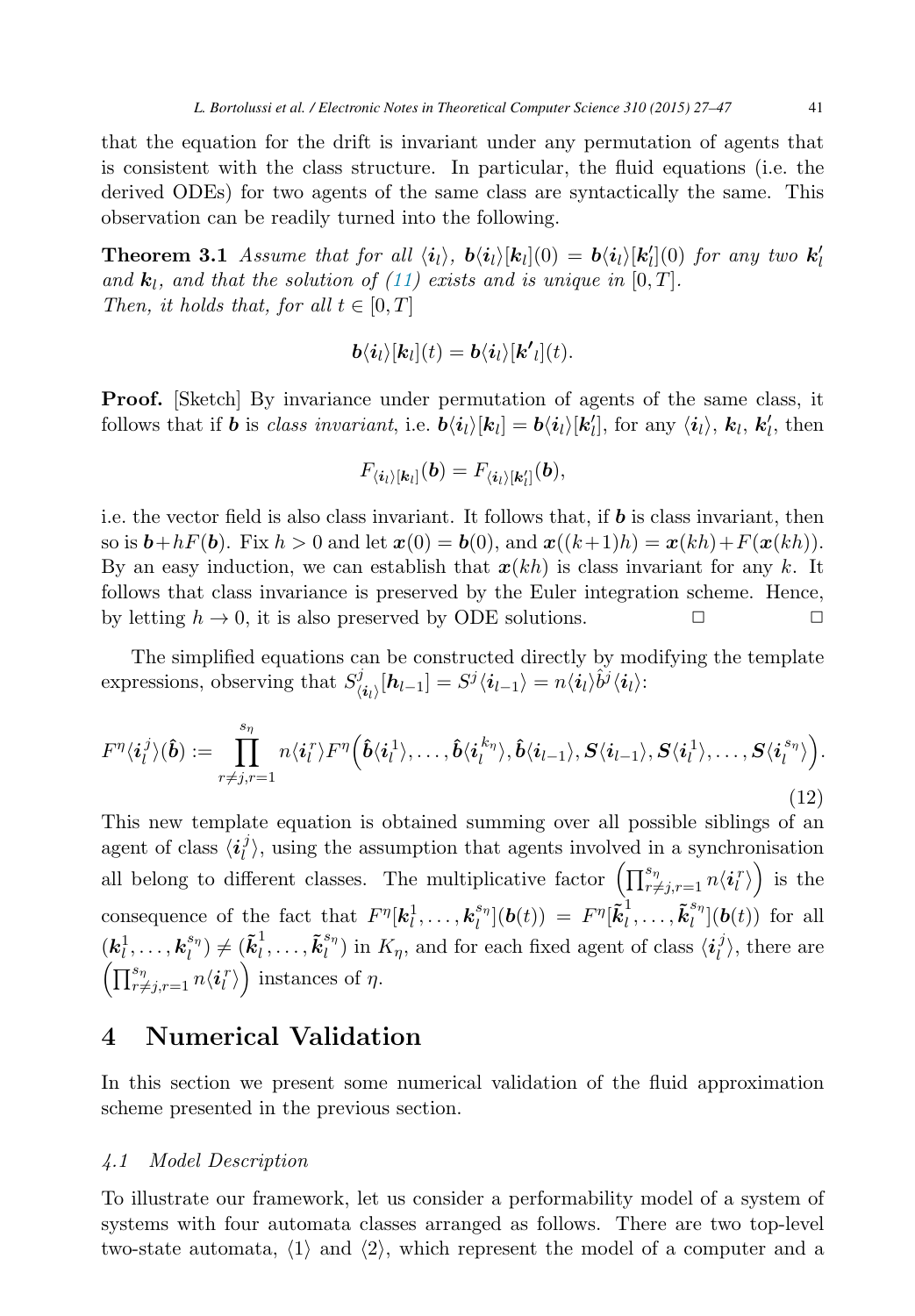that the equation for the drift is invariant under any permutation of agents that is consistent with the class structure. In particular, the fluid equations (i.e. the derived ODEs) for two agents of the same class are syntactically the same. This observation can be readily turned into the following.

**Theorem 3.1** *Assume that for all $\langle \boldsymbol{i}_l \rangle$, $\boldsymbol{b}\langle \boldsymbol{i}_l \rangle[\boldsymbol{k}_l](0) = \boldsymbol{b}\langle \boldsymbol{i}_l \rangle[\boldsymbol{k}_l'](0)$ for any two $\boldsymbol{k}_l'$ and $\boldsymbol{k}_l$, and that the solution of (11) exists and is unique in $[0, T]$.*
*Then, it holds that, for all $t \in [0, T]$*

$$\boldsymbol{b}\langle \boldsymbol{i}_l \rangle[\boldsymbol{k}_l](t) = \boldsymbol{b}\langle \boldsymbol{i}_l \rangle[\boldsymbol{k'}_l](t).$$

**Proof.** [Sketch] By invariance under permutation of agents of the same class, it follows that if $\boldsymbol{b}$ is *class invariant*, i.e. $\boldsymbol{b}\langle \boldsymbol{i}_l \rangle[\boldsymbol{k}_l] = \boldsymbol{b}\langle \boldsymbol{i}_l \rangle[\boldsymbol{k}_l']$, for any $\langle \boldsymbol{i}_l \rangle$, $\boldsymbol{k}_l$, $\boldsymbol{k}_l'$, then

$$F_{\langle \boldsymbol{i}_l \rangle [\boldsymbol{k}_l]}(\boldsymbol{b}) = F_{\langle \boldsymbol{i}_l \rangle [\boldsymbol{k}_l']}(\boldsymbol{b}),$$

i.e. the vector field is also class invariant. It follows that, if $\boldsymbol{b}$ is class invariant, then so is $\boldsymbol{b} + hF(\boldsymbol{b})$. Fix $h > 0$ and let $\boldsymbol{x}(0) = \boldsymbol{b}(0)$, and $\boldsymbol{x}((k+1)h) = \boldsymbol{x}(kh) + F(\boldsymbol{x}(kh))$. By an easy induction, we can establish that $\boldsymbol{x}(kh)$ is class invariant for any $k$. It follows that class invariance is preserved by the Euler integration scheme. Hence, by letting $h \to 0$, it is also preserved by ODE solutions. □ □

The simplified equations can be constructed directly by modifying the template expressions, observing that $S^j_{\langle \boldsymbol{i}_l \rangle}[\boldsymbol{h}_{l-1}] = S^j \langle \boldsymbol{i}_{l-1} \rangle = n\langle \boldsymbol{i}_l \rangle \hat{b}^j \langle \boldsymbol{i}_l \rangle$:

$$F^\eta \langle \boldsymbol{i}_l^j \rangle (\hat{\boldsymbol{b}}) := \prod_{r \neq j, r=1}^{s_\eta} n\langle \boldsymbol{i}_l^r \rangle F^\eta \Big( \hat{\boldsymbol{b}}\langle \boldsymbol{i}_l^1 \rangle, \ldots, \hat{\boldsymbol{b}}\langle \boldsymbol{i}_l^{k_\eta} \rangle, \hat{\boldsymbol{b}}\langle \boldsymbol{i}_{l-1} \rangle, \boldsymbol{S}\langle \boldsymbol{i}_{l-1} \rangle, \boldsymbol{S}\langle \boldsymbol{i}_l^1 \rangle, \ldots, \boldsymbol{S}\langle \boldsymbol{i}_l^{s_\eta} \rangle \Big). \tag{12}$$

This new template equation is obtained summing over all possible siblings of an agent of class $\langle \boldsymbol{i}_l^j \rangle$, using the assumption that agents involved in a synchronisation all belong to different classes. The multiplicative factor $\left( \prod_{r \neq j, r=1}^{s_\eta} n\langle \boldsymbol{i}_l^r \rangle \right)$ is the consequence of the fact that $F^\eta[\boldsymbol{k}_l^1, \ldots, \boldsymbol{k}_l^{s_\eta}](\boldsymbol{b}(t)) = F^\eta[\tilde{\boldsymbol{k}}_l^1, \ldots, \tilde{\boldsymbol{k}}_l^{s_\eta}](\boldsymbol{b}(t))$ for all $(\boldsymbol{k}_l^1, \ldots, \boldsymbol{k}_l^{s_\eta}) \neq (\tilde{\boldsymbol{k}}_l^1, \ldots, \tilde{\boldsymbol{k}}_l^{s_\eta})$ in $K_\eta$, and for each fixed agent of class $\langle \boldsymbol{i}_l^j \rangle$, there are $\left( \prod_{r \neq j, r=1}^{s_\eta} n\langle \boldsymbol{i}_l^r \rangle \right)$ instances of $\eta$.

# 4 Numerical Validation

In this section we present some numerical validation of the fluid approximation scheme presented in the previous section.

### *4.1 Model Description*

To illustrate our framework, let us consider a performability model of a system of systems with four automata classes arranged as follows. There are two top-level two-state automata, $\langle 1 \rangle$ and $\langle 2 \rangle$, which represent the model of a computer and a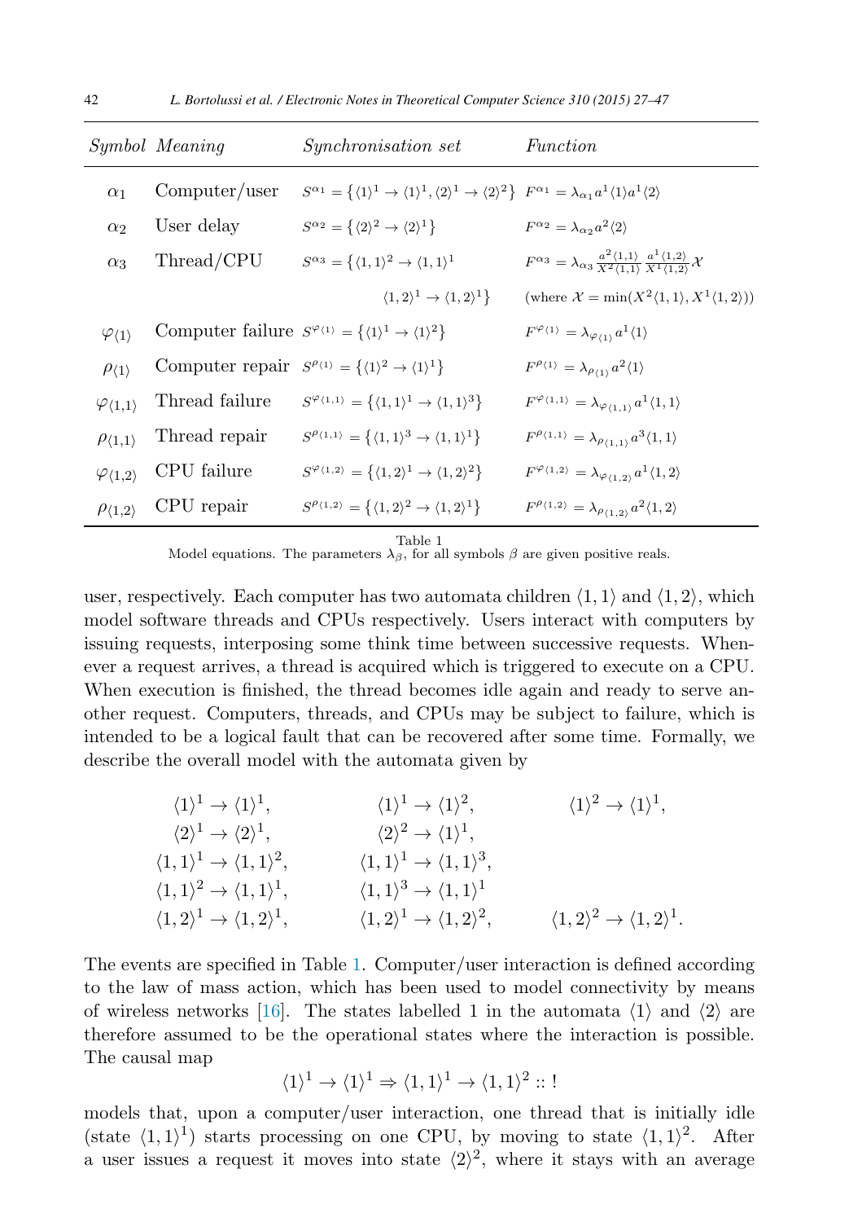| *Symbol* | *Meaning* | *Synchronisation set* | *Function* |
|---|---|---|---|
| $\alpha_1$ | Computer/user | $S^{\alpha_1} = \{\langle 1\rangle^1 \to \langle 1\rangle^1, \langle 2\rangle^1 \to \langle 2\rangle^2\}$ | $F^{\alpha_1} = \lambda_{\alpha_1} a^1\langle 1\rangle a^1\langle 2\rangle$ |
| $\alpha_2$ | User delay | $S^{\alpha_2} = \{\langle 2\rangle^2 \to \langle 2\rangle^1\}$ | $F^{\alpha_2} = \lambda_{\alpha_2} a^2\langle 2\rangle$ |
| $\alpha_3$ | Thread/CPU | $S^{\alpha_3} = \{\langle 1,1\rangle^2 \to \langle 1,1\rangle^1$ | $F^{\alpha_3} = \lambda_{\alpha_3} \frac{a^2\langle 1,1\rangle}{X^2\langle 1,1\rangle} \frac{a^1\langle 1,2\rangle}{X^1\langle 1,2\rangle} \mathcal{X}$ |
| | | $\langle 1,2\rangle^1 \to \langle 1,2\rangle^1\}$ | (where $\mathcal{X} = \min(X^2\langle 1,1\rangle, X^1\langle 1,2\rangle)$) |
| $\varphi_{\langle 1\rangle}$ | Computer failure | $S^{\varphi_{\langle 1\rangle}} = \{\langle 1\rangle^1 \to \langle 1\rangle^2\}$ | $F^{\varphi_{\langle 1\rangle}} = \lambda_{\varphi_{\langle 1\rangle}} a^1\langle 1\rangle$ |
| $\rho_{\langle 1\rangle}$ | Computer repair | $S^{\rho_{\langle 1\rangle}} = \{\langle 1\rangle^2 \to \langle 1\rangle^1\}$ | $F^{\rho_{\langle 1\rangle}} = \lambda_{\rho_{\langle 1\rangle}} a^2\langle 1\rangle$ |
| $\varphi_{\langle 1,1\rangle}$ | Thread failure | $S^{\varphi_{\langle 1,1\rangle}} = \{\langle 1,1\rangle^1 \to \langle 1,1\rangle^3\}$ | $F^{\varphi_{\langle 1,1\rangle}} = \lambda_{\varphi_{\langle 1,1\rangle}} a^1\langle 1,1\rangle$ |
| $\rho_{\langle 1,1\rangle}$ | Thread repair | $S^{\rho_{\langle 1,1\rangle}} = \{\langle 1,1\rangle^3 \to \langle 1,1\rangle^1\}$ | $F^{\rho_{\langle 1,1\rangle}} = \lambda_{\rho_{\langle 1,1\rangle}} a^3\langle 1,1\rangle$ |
| $\varphi_{\langle 1,2\rangle}$ | CPU failure | $S^{\varphi_{\langle 1,2\rangle}} = \{\langle 1,2\rangle^1 \to \langle 1,2\rangle^2\}$ | $F^{\varphi_{\langle 1,2\rangle}} = \lambda_{\varphi_{\langle 1,2\rangle}} a^1\langle 1,2\rangle$ |
| $\rho_{\langle 1,2\rangle}$ | CPU repair | $S^{\rho_{\langle 1,2\rangle}} = \{\langle 1,2\rangle^2 \to \langle 1,2\rangle^1\}$ | $F^{\rho_{\langle 1,2\rangle}} = \lambda_{\rho_{\langle 1,2\rangle}} a^2\langle 1,2\rangle$ |

Table 1
Model equations. The parameters $\lambda_\beta$, for all symbols $\beta$ are given positive reals.

user, respectively. Each computer has two automata children $\langle 1,1\rangle$ and $\langle 1,2\rangle$, which model software threads and CPUs respectively. Users interact with computers by issuing requests, interposing some think time between successive requests. Whenever a request arrives, a thread is acquired which is triggered to execute on a CPU. When execution is finished, the thread becomes idle again and ready to serve another request. Computers, threads, and CPUs may be subject to failure, which is intended to be a logical fault that can be recovered after some time. Formally, we describe the overall model with the automata given by

$$
\begin{array}{lll}
\langle 1\rangle^1 \to \langle 1\rangle^1, & \langle 1\rangle^1 \to \langle 1\rangle^2, & \langle 1\rangle^2 \to \langle 1\rangle^1, \\
\langle 2\rangle^1 \to \langle 2\rangle^1, & \langle 2\rangle^2 \to \langle 1\rangle^1, & \\
\langle 1,1\rangle^1 \to \langle 1,1\rangle^2, & \langle 1,1\rangle^1 \to \langle 1,1\rangle^3, & \\
\langle 1,1\rangle^2 \to \langle 1,1\rangle^1, & \langle 1,1\rangle^3 \to \langle 1,1\rangle^1 & \\
\langle 1,2\rangle^1 \to \langle 1,2\rangle^1, & \langle 1,2\rangle^1 \to \langle 1,2\rangle^2, & \langle 1,2\rangle^2 \to \langle 1,2\rangle^1.
\end{array}
$$

The events are specified in Table 1. Computer/user interaction is defined according to the law of mass action, which has been used to model connectivity by means of wireless networks [16]. The states labelled 1 in the automata $\langle 1\rangle$ and $\langle 2\rangle$ are therefore assumed to be the operational states where the interaction is possible. The causal map

$$\langle 1\rangle^1 \to \langle 1\rangle^1 \Rightarrow \langle 1,1\rangle^1 \to \langle 1,1\rangle^2 :: !$$

models that, upon a computer/user interaction, one thread that is initially idle (state $\langle 1,1\rangle^1$) starts processing on one CPU, by moving to state $\langle 1,1\rangle^2$. After a user issues a request it moves into state $\langle 2\rangle^2$, where it stays with an average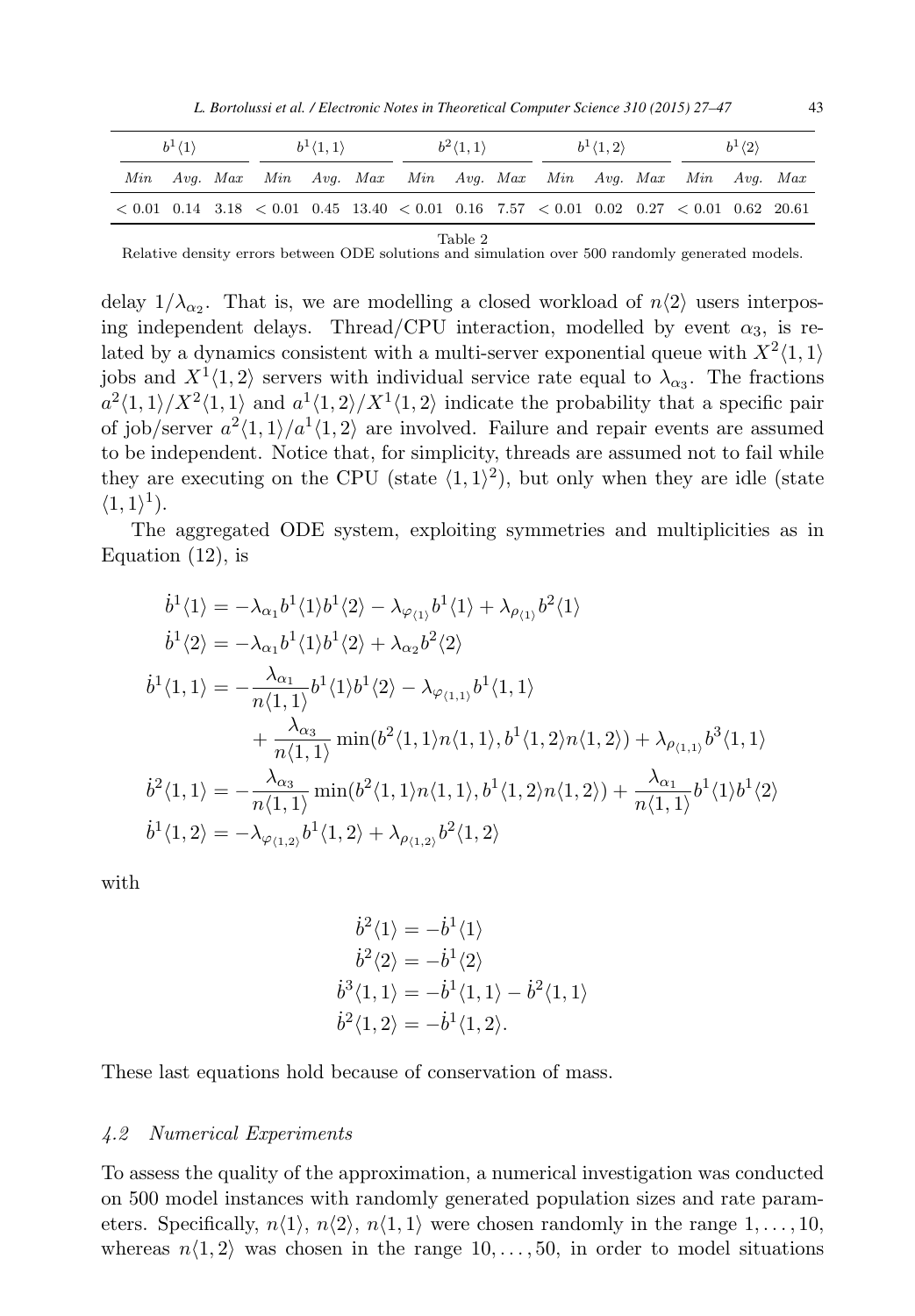| $b^1\langle 1\rangle$ | | | $b^1\langle 1,1\rangle$ | | | $b^2\langle 1,1\rangle$ | | | $b^1\langle 1,2\rangle$ | | | $b^1\langle 2\rangle$ | | |
|---|---|---|---|---|---|---|---|---|---|---|---|---|---|---|
| *Min* | *Avg.* | *Max* | *Min* | *Avg.* | *Max* | *Min* | *Avg.* | *Max* | *Min* | *Avg.* | *Max* | *Min* | *Avg.* | *Max* |
| $< 0.01$ | 0.14 | 3.18 | $< 0.01$ | 0.45 | 13.40 | $< 0.01$ | 0.16 | 7.57 | $< 0.01$ | 0.02 | 0.27 | $< 0.01$ | 0.62 | 20.61 |

Table 2
Relative density errors between ODE solutions and simulation over 500 randomly generated models.

delay $1/\lambda_{\alpha_2}$. That is, we are modelling a closed workload of $n\langle 2\rangle$ users interposing independent delays. Thread/CPU interaction, modelled by event $\alpha_3$, is related by a dynamics consistent with a multi-server exponential queue with $X^2\langle 1,1\rangle$ jobs and $X^1\langle 1,2\rangle$ servers with individual service rate equal to $\lambda_{\alpha_3}$. The fractions $a^2\langle 1,1\rangle/X^2\langle 1,1\rangle$ and $a^1\langle 1,2\rangle/X^1\langle 1,2\rangle$ indicate the probability that a specific pair of job/server $a^2\langle 1,1\rangle/a^1\langle 1,2\rangle$ are involved. Failure and repair events are assumed to be independent. Notice that, for simplicity, threads are assumed not to fail while they are executing on the CPU (state $\langle 1,1\rangle^2$), but only when they are idle (state $\langle 1,1\rangle^1$).

The aggregated ODE system, exploiting symmetries and multiplicities as in Equation (12), is

$$
\begin{aligned}
\dot{b}^1\langle 1\rangle &= -\lambda_{\alpha_1} b^1\langle 1\rangle b^1\langle 2\rangle - \lambda_{\varphi_{\langle 1\rangle}} b^1\langle 1\rangle + \lambda_{\rho_{\langle 1\rangle}} b^2\langle 1\rangle \\
\dot{b}^1\langle 2\rangle &= -\lambda_{\alpha_1} b^1\langle 1\rangle b^1\langle 2\rangle + \lambda_{\alpha_2} b^2\langle 2\rangle \\
\dot{b}^1\langle 1,1\rangle &= -\frac{\lambda_{\alpha_1}}{n\langle 1,1\rangle} b^1\langle 1\rangle b^1\langle 2\rangle - \lambda_{\varphi_{\langle 1,1\rangle}} b^1\langle 1,1\rangle \\
&\quad + \frac{\lambda_{\alpha_3}}{n\langle 1,1\rangle} \min(b^2\langle 1,1\rangle n\langle 1,1\rangle, b^1\langle 1,2\rangle n\langle 1,2\rangle) + \lambda_{\rho_{\langle 1,1\rangle}} b^3\langle 1,1\rangle \\
\dot{b}^2\langle 1,1\rangle &= -\frac{\lambda_{\alpha_3}}{n\langle 1,1\rangle} \min(b^2\langle 1,1\rangle n\langle 1,1\rangle, b^1\langle 1,2\rangle n\langle 1,2\rangle) + \frac{\lambda_{\alpha_1}}{n\langle 1,1\rangle} b^1\langle 1\rangle b^1\langle 2\rangle \\
\dot{b}^1\langle 1,2\rangle &= -\lambda_{\varphi_{\langle 1,2\rangle}} b^1\langle 1,2\rangle + \lambda_{\rho_{\langle 1,2\rangle}} b^2\langle 1,2\rangle
\end{aligned}
$$

with

$$
\begin{aligned}
\dot{b}^2\langle 1\rangle &= -\dot{b}^1\langle 1\rangle \\
\dot{b}^2\langle 2\rangle &= -\dot{b}^1\langle 2\rangle \\
\dot{b}^3\langle 1,1\rangle &= -\dot{b}^1\langle 1,1\rangle - \dot{b}^2\langle 1,1\rangle \\
\dot{b}^2\langle 1,2\rangle &= -\dot{b}^1\langle 1,2\rangle.
\end{aligned}
$$

These last equations hold because of conservation of mass.

### *4.2 Numerical Experiments*

To assess the quality of the approximation, a numerical investigation was conducted on 500 model instances with randomly generated population sizes and rate parameters. Specifically, $n\langle 1\rangle$, $n\langle 2\rangle$, $n\langle 1,1\rangle$ were chosen randomly in the range $1,\ldots,10$, whereas $n\langle 1,2\rangle$ was chosen in the range $10,\ldots,50$, in order to model situations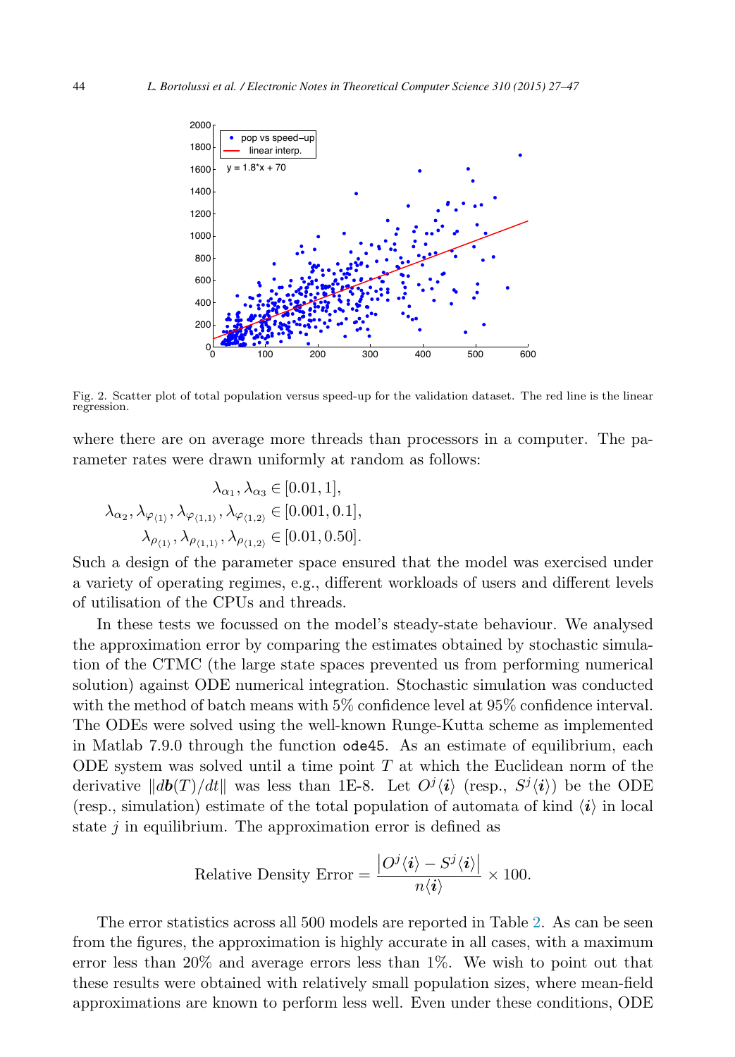Fig. 2. Scatter plot of total population versus speed-up for the validation dataset. The red line is the linear regression.

where there are on average more threads than processors in a computer. The parameter rates were drawn uniformly at random as follows:

$$\lambda_{\alpha_1}, \lambda_{\alpha_3} \in [0.01, 1],$$
$$\lambda_{\alpha_2}, \lambda_{\varphi_{\langle 1 \rangle}}, \lambda_{\varphi_{\langle 1,1 \rangle}}, \lambda_{\varphi_{\langle 1,2 \rangle}} \in [0.001, 0.1],$$
$$\lambda_{\rho_{\langle 1 \rangle}}, \lambda_{\rho_{\langle 1,1 \rangle}}, \lambda_{\rho_{\langle 1,2 \rangle}} \in [0.01, 0.50].$$

Such a design of the parameter space ensured that the model was exercised under a variety of operating regimes, e.g., different workloads of users and different levels of utilisation of the CPUs and threads.

In these tests we focussed on the model's steady-state behaviour. We analysed the approximation error by comparing the estimates obtained by stochastic simulation of the CTMC (the large state spaces prevented us from performing numerical solution) against ODE numerical integration. Stochastic simulation was conducted with the method of batch means with 5% confidence level at 95% confidence interval. The ODEs were solved using the well-known Runge-Kutta scheme as implemented in Matlab 7.9.0 through the function `ode45`. As an estimate of equilibrium, each ODE system was solved until a time point $T$ at which the Euclidean norm of the derivative $\|d\boldsymbol{b}(T)/dt\|$ was less than 1E-8. Let $O^j\langle \boldsymbol{i} \rangle$ (resp., $S^j\langle \boldsymbol{i} \rangle$) be the ODE (resp., simulation) estimate of the total population of automata of kind $\langle \boldsymbol{i} \rangle$ in local state $j$ in equilibrium. The approximation error is defined as

$$\text{Relative Density Error} = \frac{\left|O^j\langle \boldsymbol{i} \rangle - S^j\langle \boldsymbol{i} \rangle\right|}{n\langle \boldsymbol{i} \rangle} \times 100.$$

The error statistics across all 500 models are reported in Table 2. As can be seen from the figures, the approximation is highly accurate in all cases, with a maximum error less than 20% and average errors less than 1%. We wish to point out that these results were obtained with relatively small population sizes, where mean-field approximations are known to perform less well. Even under these conditions, ODE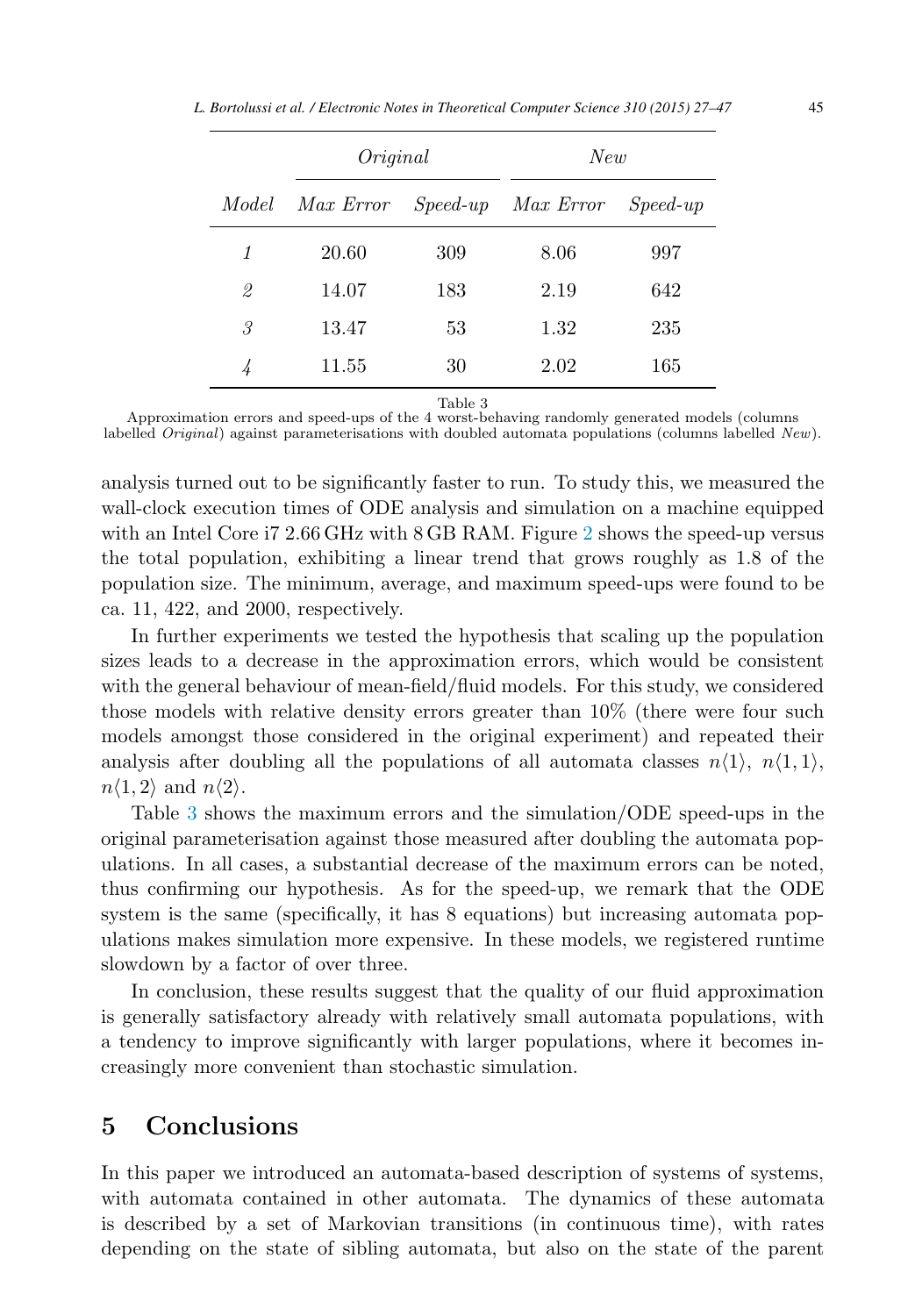| | *Original* | | *New* | |
|---|---|---|---|---|
| *Model* | *Max Error* | *Speed-up* | *Max Error* | *Speed-up* |
| *1* | 20.60 | 309 | 8.06 | 997 |
| *2* | 14.07 | 183 | 2.19 | 642 |
| *3* | 13.47 | 53 | 1.32 | 235 |
| *4* | 11.55 | 30 | 2.02 | 165 |

Table 3
Approximation errors and speed-ups of the 4 worst-behaving randomly generated models (columns labelled *Original*) against parameterisations with doubled automata populations (columns labelled *New*).

analysis turned out to be significantly faster to run. To study this, we measured the wall-clock execution times of ODE analysis and simulation on a machine equipped with an Intel Core i7 2.66 GHz with 8 GB RAM. Figure 2 shows the speed-up versus the total population, exhibiting a linear trend that grows roughly as 1.8 of the population size. The minimum, average, and maximum speed-ups were found to be ca. 11, 422, and 2000, respectively.

In further experiments we tested the hypothesis that scaling up the population sizes leads to a decrease in the approximation errors, which would be consistent with the general behaviour of mean-field/fluid models. For this study, we considered those models with relative density errors greater than 10% (there were four such models amongst those considered in the original experiment) and repeated their analysis after doubling all the populations of all automata classes $n\langle 1\rangle$, $n\langle 1, 1\rangle$, $n\langle 1, 2\rangle$ and $n\langle 2\rangle$.

Table 3 shows the maximum errors and the simulation/ODE speed-ups in the original parameterisation against those measured after doubling the automata populations. In all cases, a substantial decrease of the maximum errors can be noted, thus confirming our hypothesis. As for the speed-up, we remark that the ODE system is the same (specifically, it has 8 equations) but increasing automata populations makes simulation more expensive. In these models, we registered runtime slowdown by a factor of over three.

In conclusion, these results suggest that the quality of our fluid approximation is generally satisfactory already with relatively small automata populations, with a tendency to improve significantly with larger populations, where it becomes increasingly more convenient than stochastic simulation.

## 5 Conclusions

In this paper we introduced an automata-based description of systems of systems, with automata contained in other automata. The dynamics of these automata is described by a set of Markovian transitions (in continuous time), with rates depending on the state of sibling automata, but also on the state of the parent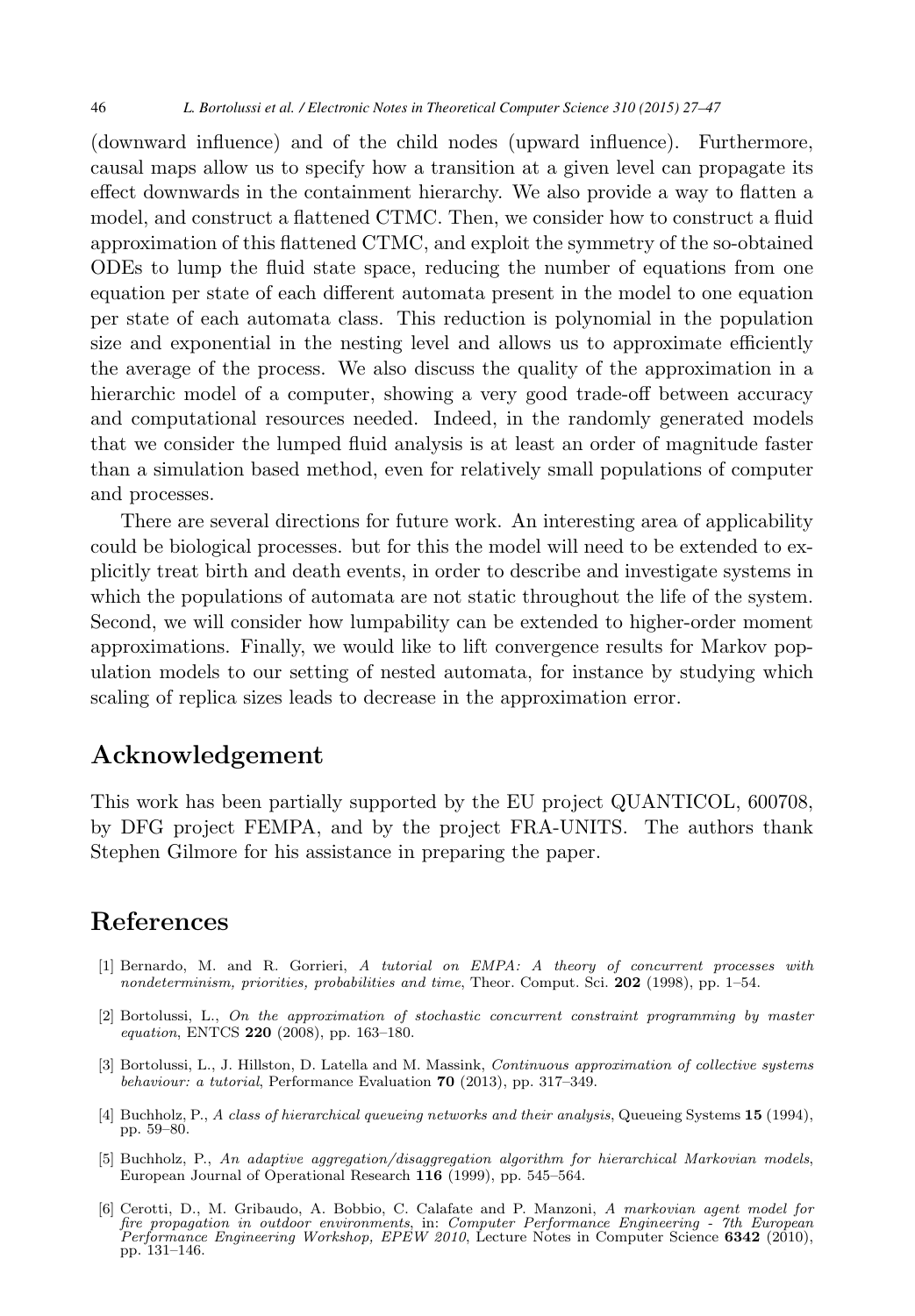(downward influence) and of the child nodes (upward influence). Furthermore, causal maps allow us to specify how a transition at a given level can propagate its effect downwards in the containment hierarchy. We also provide a way to flatten a model, and construct a flattened CTMC. Then, we consider how to construct a fluid approximation of this flattened CTMC, and exploit the symmetry of the so-obtained ODEs to lump the fluid state space, reducing the number of equations from one equation per state of each different automata present in the model to one equation per state of each automata class. This reduction is polynomial in the population size and exponential in the nesting level and allows us to approximate efficiently the average of the process. We also discuss the quality of the approximation in a hierarchic model of a computer, showing a very good trade-off between accuracy and computational resources needed. Indeed, in the randomly generated models that we consider the lumped fluid analysis is at least an order of magnitude faster than a simulation based method, even for relatively small populations of computer and processes.

There are several directions for future work. An interesting area of applicability could be biological processes. but for this the model will need to be extended to explicitly treat birth and death events, in order to describe and investigate systems in which the populations of automata are not static throughout the life of the system. Second, we will consider how lumpability can be extended to higher-order moment approximations. Finally, we would like to lift convergence results for Markov population models to our setting of nested automata, for instance by studying which scaling of replica sizes leads to decrease in the approximation error.

## Acknowledgement

This work has been partially supported by the EU project QUANTICOL, 600708, by DFG project FEMPA, and by the project FRA-UNITS. The authors thank Stephen Gilmore for his assistance in preparing the paper.

## References

[1] Bernardo, M. and R. Gorrieri, *A tutorial on EMPA: A theory of concurrent processes with nondeterminism, priorities, probabilities and time*, Theor. Comput. Sci. **202** (1998), pp. 1–54.

[2] Bortolussi, L., *On the approximation of stochastic concurrent constraint programming by master equation*, ENTCS **220** (2008), pp. 163–180.

[3] Bortolussi, L., J. Hillston, D. Latella and M. Massink, *Continuous approximation of collective systems behaviour: a tutorial*, Performance Evaluation **70** (2013), pp. 317–349.

[4] Buchholz, P., *A class of hierarchical queueing networks and their analysis*, Queueing Systems **15** (1994), pp. 59–80.

[5] Buchholz, P., *An adaptive aggregation/disaggregation algorithm for hierarchical Markovian models*, European Journal of Operational Research **116** (1999), pp. 545–564.

[6] Cerotti, D., M. Gribaudo, A. Bobbio, C. Calafate and P. Manzoni, *A markovian agent model for fire propagation in outdoor environments*, in: *Computer Performance Engineering - 7th European Performance Engineering Workshop, EPEW 2010*, Lecture Notes in Computer Science **6342** (2010), pp. 131–146.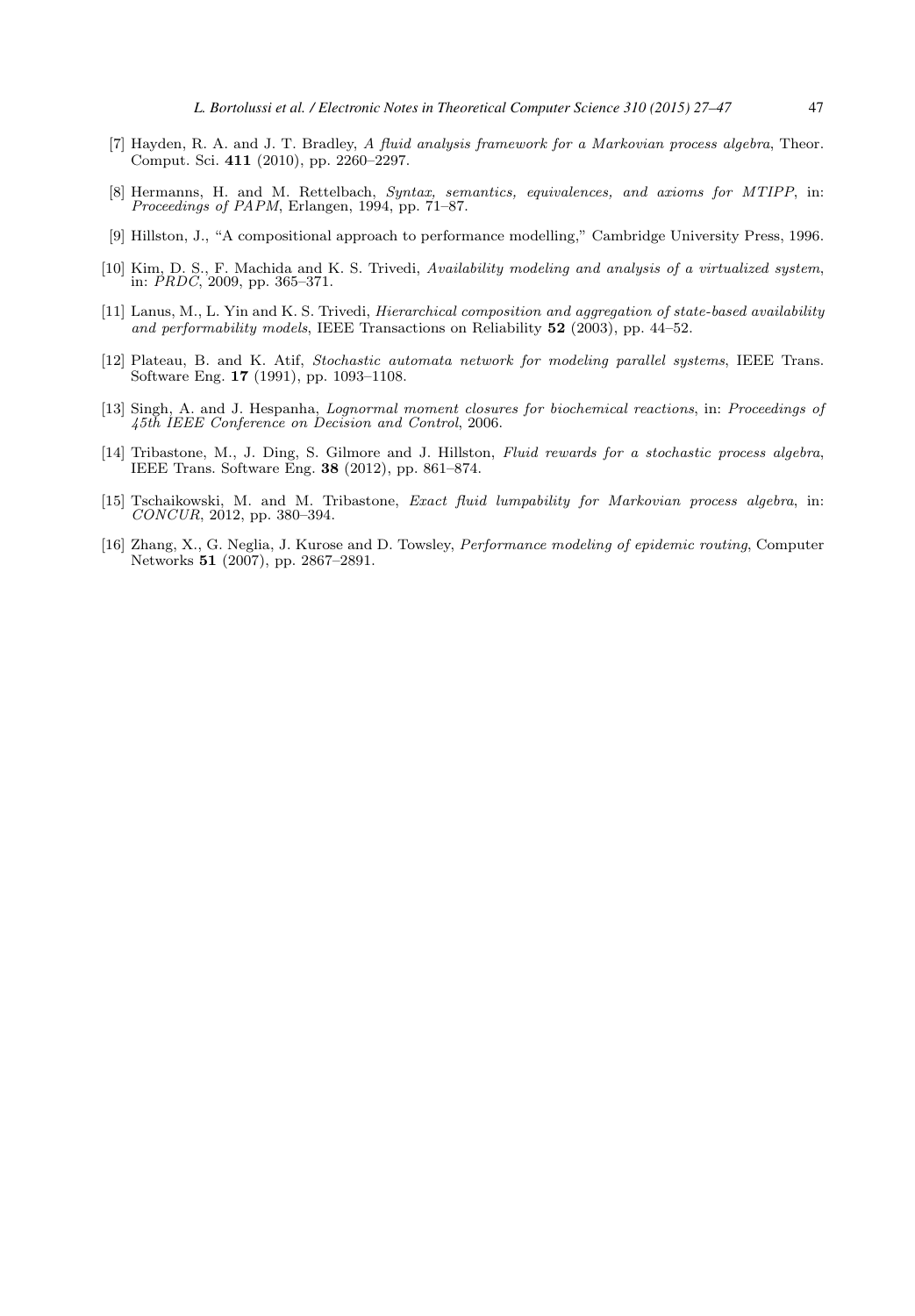[7] Hayden, R. A. and J. T. Bradley, *A fluid analysis framework for a Markovian process algebra*, Theor. Comput. Sci. **411** (2010), pp. 2260–2297.

[8] Hermanns, H. and M. Rettelbach, *Syntax, semantics, equivalences, and axioms for MTIPP*, in: *Proceedings of PAPM*, Erlangen, 1994, pp. 71–87.

[9] Hillston, J., "A compositional approach to performance modelling," Cambridge University Press, 1996.

[10] Kim, D. S., F. Machida and K. S. Trivedi, *Availability modeling and analysis of a virtualized system*, in: *PRDC*, 2009, pp. 365–371.

[11] Lanus, M., L. Yin and K. S. Trivedi, *Hierarchical composition and aggregation of state-based availability and performability models*, IEEE Transactions on Reliability **52** (2003), pp. 44–52.

[12] Plateau, B. and K. Atif, *Stochastic automata network for modeling parallel systems*, IEEE Trans. Software Eng. **17** (1991), pp. 1093–1108.

[13] Singh, A. and J. Hespanha, *Lognormal moment closures for biochemical reactions*, in: *Proceedings of 45th IEEE Conference on Decision and Control*, 2006.

[14] Tribastone, M., J. Ding, S. Gilmore and J. Hillston, *Fluid rewards for a stochastic process algebra*, IEEE Trans. Software Eng. **38** (2012), pp. 861–874.

[15] Tschaikowski, M. and M. Tribastone, *Exact fluid lumpability for Markovian process algebra*, in: *CONCUR*, 2012, pp. 380–394.

[16] Zhang, X., G. Neglia, J. Kurose and D. Towsley, *Performance modeling of epidemic routing*, Computer Networks **51** (2007), pp. 2867–2891.